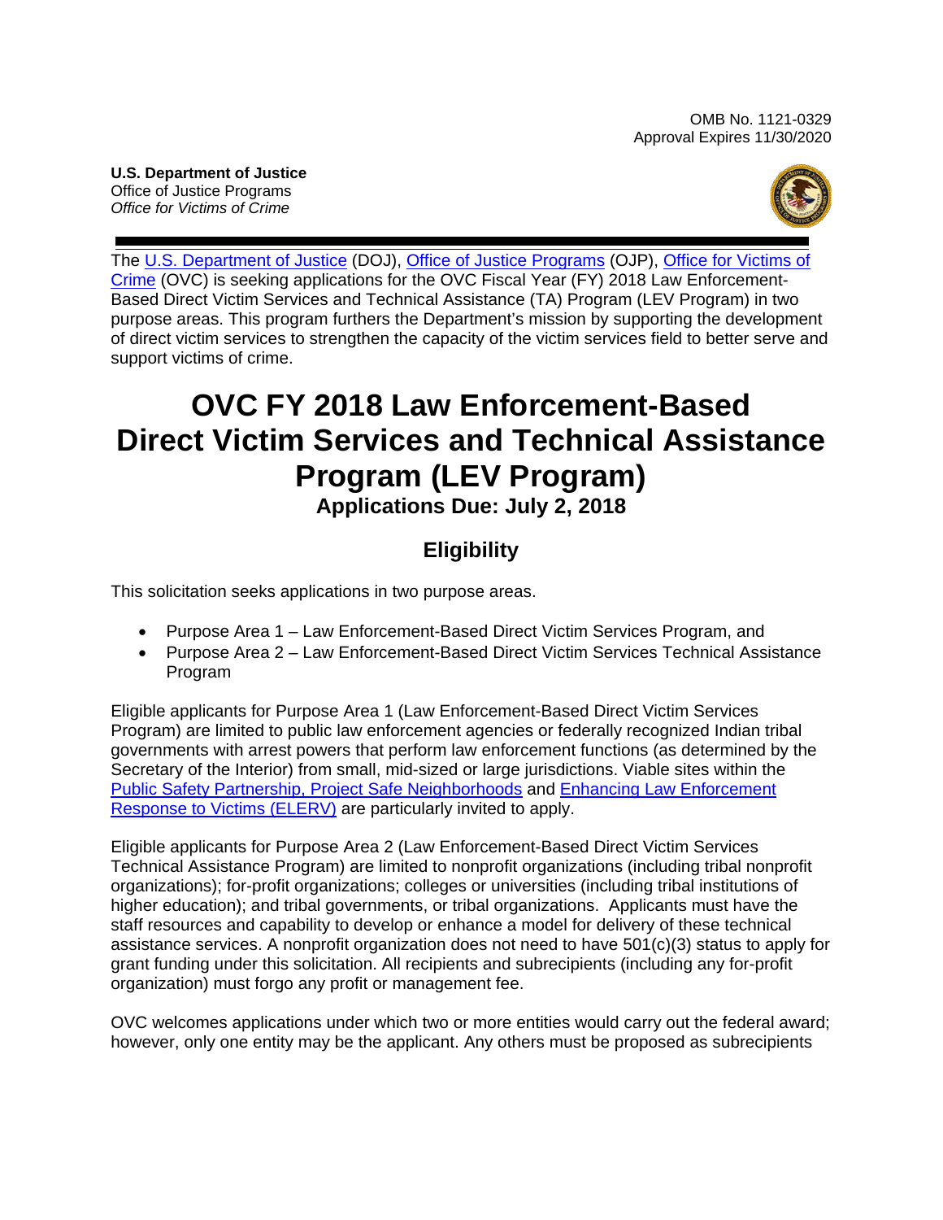OMB No. 1121-0329
Approval Expires 11/30/2020

**U.S. Department of Justice**
Office of Justice Programs
*Office for Victims of Crime*

The U.S. Department of Justice (DOJ), Office of Justice Programs (OJP), Office for Victims of Crime (OVC) is seeking applications for the OVC Fiscal Year (FY) 2018 Law Enforcement-Based Direct Victim Services and Technical Assistance (TA) Program (LEV Program) in two purpose areas. This program furthers the Department's mission by supporting the development of direct victim services to strengthen the capacity of the victim services field to better serve and support victims of crime.

# OVC FY 2018 Law Enforcement-Based Direct Victim Services and Technical Assistance Program (LEV Program)

### Applications Due: July 2, 2018

## Eligibility

This solicitation seeks applications in two purpose areas.

- Purpose Area 1 – Law Enforcement-Based Direct Victim Services Program, and
- Purpose Area 2 – Law Enforcement-Based Direct Victim Services Technical Assistance Program

Eligible applicants for Purpose Area 1 (Law Enforcement-Based Direct Victim Services Program) are limited to public law enforcement agencies or federally recognized Indian tribal governments with arrest powers that perform law enforcement functions (as determined by the Secretary of the Interior) from small, mid-sized or large jurisdictions. Viable sites within the Public Safety Partnership, Project Safe Neighborhoods and Enhancing Law Enforcement Response to Victims (ELERV) are particularly invited to apply.

Eligible applicants for Purpose Area 2 (Law Enforcement-Based Direct Victim Services Technical Assistance Program) are limited to nonprofit organizations (including tribal nonprofit organizations); for-profit organizations; colleges or universities (including tribal institutions of higher education); and tribal governments, or tribal organizations. Applicants must have the staff resources and capability to develop or enhance a model for delivery of these technical assistance services. A nonprofit organization does not need to have 501(c)(3) status to apply for grant funding under this solicitation. All recipients and subrecipients (including any for-profit organization) must forgo any profit or management fee.

OVC welcomes applications under which two or more entities would carry out the federal award; however, only one entity may be the applicant. Any others must be proposed as subrecipients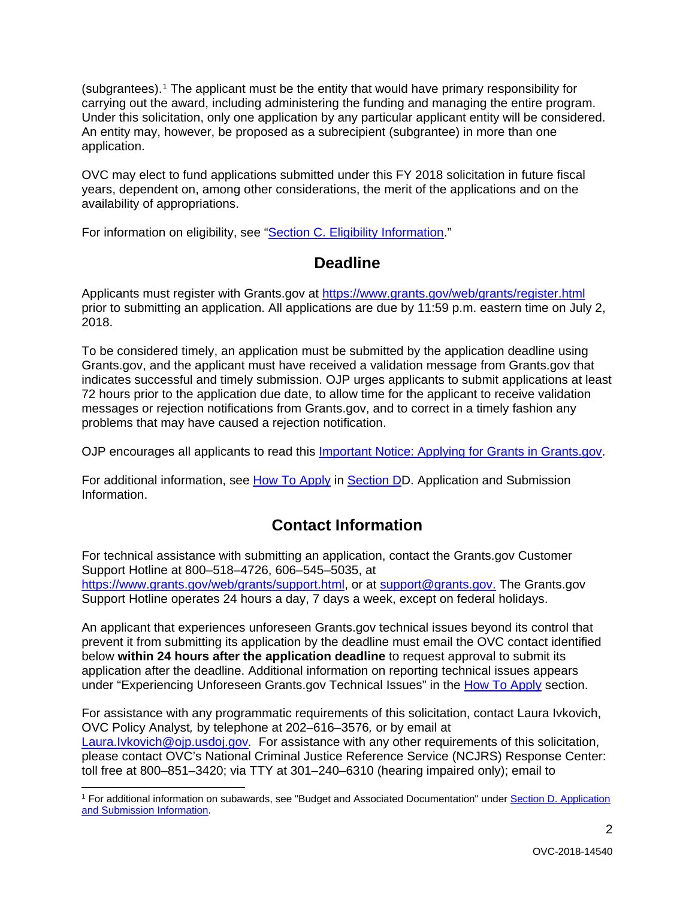(subgrantees).[1] The applicant must be the entity that would have primary responsibility for carrying out the award, including administering the funding and managing the entire program. Under this solicitation, only one application by any particular applicant entity will be considered. An entity may, however, be proposed as a subrecipient (subgrantee) in more than one application.

OVC may elect to fund applications submitted under this FY 2018 solicitation in future fiscal years, dependent on, among other considerations, the merit of the applications and on the availability of appropriations.

For information on eligibility, see "Section C. Eligibility Information."

## Deadline

Applicants must register with Grants.gov at https://www.grants.gov/web/grants/register.html prior to submitting an application. All applications are due by 11:59 p.m. eastern time on July 2, 2018.

To be considered timely, an application must be submitted by the application deadline using Grants.gov, and the applicant must have received a validation message from Grants.gov that indicates successful and timely submission. OJP urges applicants to submit applications at least 72 hours prior to the application due date, to allow time for the applicant to receive validation messages or rejection notifications from Grants.gov, and to correct in a timely fashion any problems that may have caused a rejection notification.

OJP encourages all applicants to read this Important Notice: Applying for Grants in Grants.gov.

For additional information, see How To Apply in Section DD. Application and Submission Information.

## Contact Information

For technical assistance with submitting an application, contact the Grants.gov Customer Support Hotline at 800–518–4726, 606–545–5035, at https://www.grants.gov/web/grants/support.html, or at support@grants.gov. The Grants.gov Support Hotline operates 24 hours a day, 7 days a week, except on federal holidays.

An applicant that experiences unforeseen Grants.gov technical issues beyond its control that prevent it from submitting its application by the deadline must email the OVC contact identified below **within 24 hours after the application deadline** to request approval to submit its application after the deadline. Additional information on reporting technical issues appears under "Experiencing Unforeseen Grants.gov Technical Issues" in the How To Apply section.

For assistance with any programmatic requirements of this solicitation, contact Laura Ivkovich, OVC Policy Analyst*,* by telephone at 202–616–3576*,* or by email at Laura.Ivkovich@ojp.usdoj.gov*.* For assistance with any other requirements of this solicitation, please contact OVC's National Criminal Justice Reference Service (NCJRS) Response Center: toll free at 800–851–3420; via TTY at 301–240–6310 (hearing impaired only); email to

[1] For additional information on subawards, see "Budget and Associated Documentation" under Section D. Application and Submission Information.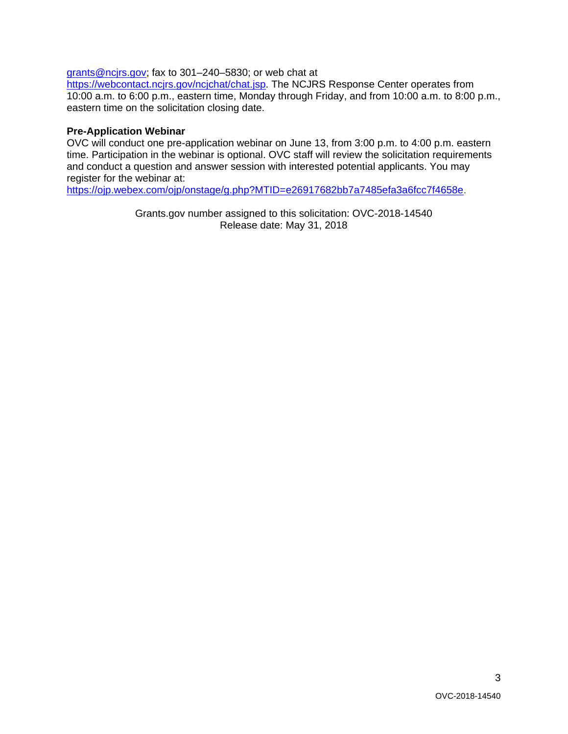grants@ncjrs.gov; fax to 301–240–5830; or web chat at https://webcontact.ncjrs.gov/ncjchat/chat.jsp. The NCJRS Response Center operates from 10:00 a.m. to 6:00 p.m., eastern time, Monday through Friday, and from 10:00 a.m. to 8:00 p.m., eastern time on the solicitation closing date.

**Pre-Application Webinar**

OVC will conduct one pre-application webinar on June 13, from 3:00 p.m. to 4:00 p.m. eastern time. Participation in the webinar is optional. OVC staff will review the solicitation requirements and conduct a question and answer session with interested potential applicants. You may register for the webinar at: https://ojp.webex.com/ojp/onstage/g.php?MTID=e26917682bb7a7485efa3a6fcc7f4658e.

Grants.gov number assigned to this solicitation: OVC-2018-14540
Release date: May 31, 2018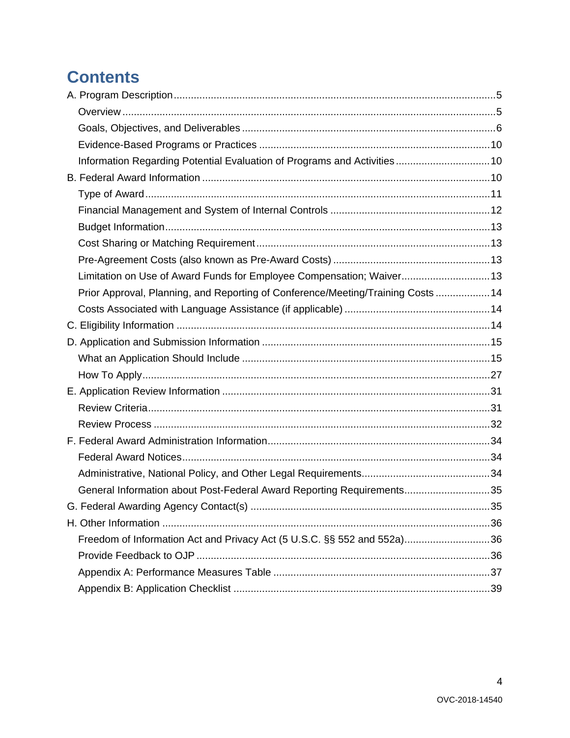# Contents

A. Program Description ........................................................................................................5

- Overview ........................................................................................................5
- Goals, Objectives, and Deliverables ........................................................................................................6
- Evidence-Based Programs or Practices ........................................................................................................10
- Information Regarding Potential Evaluation of Programs and Activities ........................................................................................................10

B. Federal Award Information ........................................................................................................10

- Type of Award ........................................................................................................11
- Financial Management and System of Internal Controls ........................................................................................................12
- Budget Information ........................................................................................................13
- Cost Sharing or Matching Requirement ........................................................................................................13
- Pre-Agreement Costs (also known as Pre-Award Costs) ........................................................................................................13
- Limitation on Use of Award Funds for Employee Compensation; Waiver ........................................................................................................13
- Prior Approval, Planning, and Reporting of Conference/Meeting/Training Costs ........................................................................................................14
- Costs Associated with Language Assistance (if applicable) ........................................................................................................14

C. Eligibility Information ........................................................................................................14

D. Application and Submission Information ........................................................................................................15

- What an Application Should Include ........................................................................................................15
- How To Apply ........................................................................................................27

E. Application Review Information ........................................................................................................31

- Review Criteria ........................................................................................................31
- Review Process ........................................................................................................32

F. Federal Award Administration Information ........................................................................................................34

- Federal Award Notices ........................................................................................................34
- Administrative, National Policy, and Other Legal Requirements ........................................................................................................34
- General Information about Post-Federal Award Reporting Requirements ........................................................................................................35

G. Federal Awarding Agency Contact(s) ........................................................................................................35

H. Other Information ........................................................................................................36

- Freedom of Information Act and Privacy Act (5 U.S.C. §§ 552 and 552a) ........................................................................................................36
- Provide Feedback to OJP ........................................................................................................36
- Appendix A: Performance Measures Table ........................................................................................................37
- Appendix B: Application Checklist ........................................................................................................39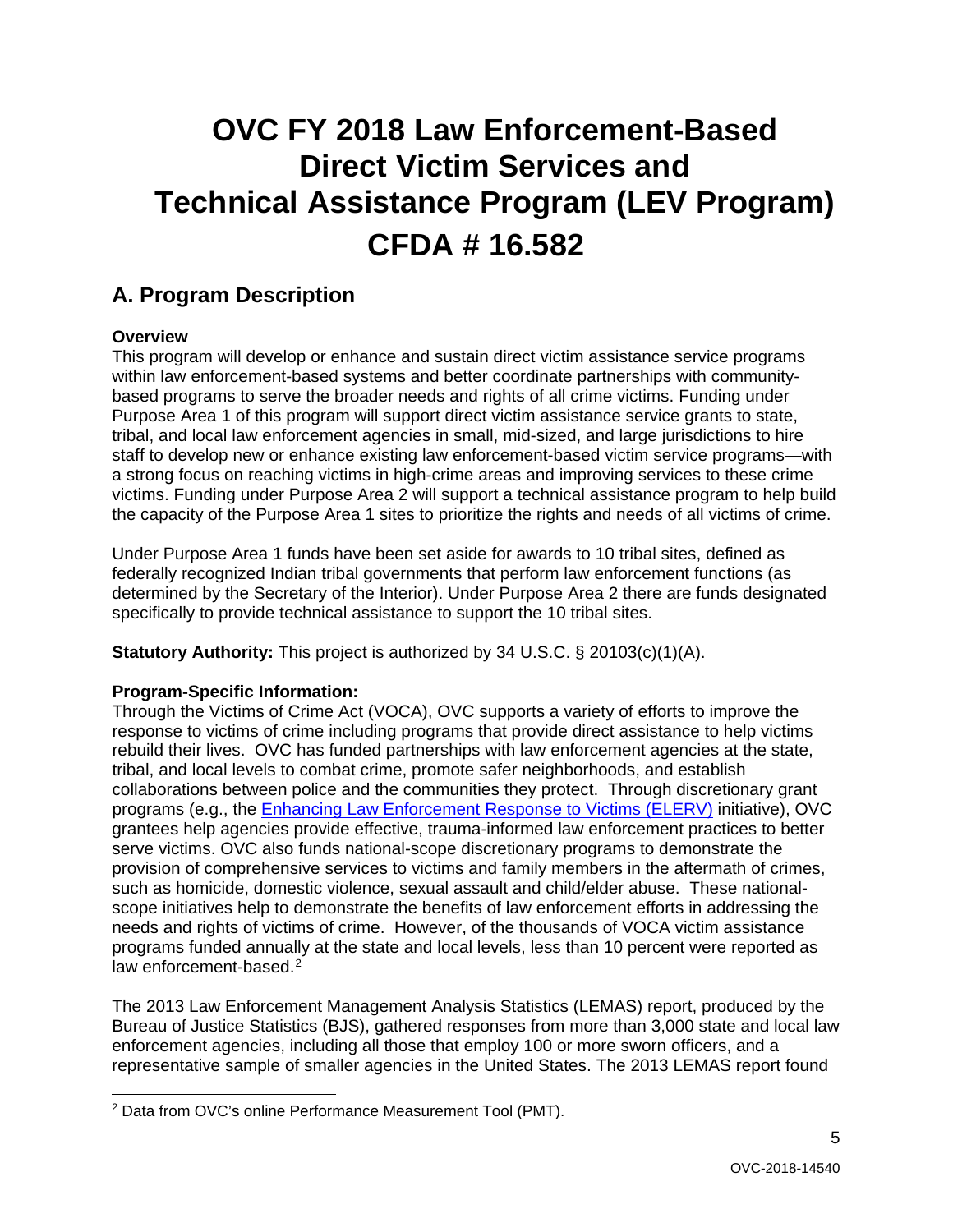# OVC FY 2018 Law Enforcement-Based Direct Victim Services and Technical Assistance Program (LEV Program) CFDA # 16.582

## A. Program Description

**Overview**

This program will develop or enhance and sustain direct victim assistance service programs within law enforcement-based systems and better coordinate partnerships with community-based programs to serve the broader needs and rights of all crime victims. Funding under Purpose Area 1 of this program will support direct victim assistance service grants to state, tribal, and local law enforcement agencies in small, mid-sized, and large jurisdictions to hire staff to develop new or enhance existing law enforcement-based victim service programs—with a strong focus on reaching victims in high-crime areas and improving services to these crime victims. Funding under Purpose Area 2 will support a technical assistance program to help build the capacity of the Purpose Area 1 sites to prioritize the rights and needs of all victims of crime.

Under Purpose Area 1 funds have been set aside for awards to 10 tribal sites, defined as federally recognized Indian tribal governments that perform law enforcement functions (as determined by the Secretary of the Interior). Under Purpose Area 2 there are funds designated specifically to provide technical assistance to support the 10 tribal sites.

**Statutory Authority:** This project is authorized by 34 U.S.C. § 20103(c)(1)(A).

**Program-Specific Information:**

Through the Victims of Crime Act (VOCA), OVC supports a variety of efforts to improve the response to victims of crime including programs that provide direct assistance to help victims rebuild their lives. OVC has funded partnerships with law enforcement agencies at the state, tribal, and local levels to combat crime, promote safer neighborhoods, and establish collaborations between police and the communities they protect. Through discretionary grant programs (e.g., the Enhancing Law Enforcement Response to Victims (ELERV) initiative), OVC grantees help agencies provide effective, trauma-informed law enforcement practices to better serve victims. OVC also funds national-scope discretionary programs to demonstrate the provision of comprehensive services to victims and family members in the aftermath of crimes, such as homicide, domestic violence, sexual assault and child/elder abuse. These national-scope initiatives help to demonstrate the benefits of law enforcement efforts in addressing the needs and rights of victims of crime. However, of the thousands of VOCA victim assistance programs funded annually at the state and local levels, less than 10 percent were reported as law enforcement-based.[2]

The 2013 Law Enforcement Management Analysis Statistics (LEMAS) report, produced by the Bureau of Justice Statistics (BJS), gathered responses from more than 3,000 state and local law enforcement agencies, including all those that employ 100 or more sworn officers, and a representative sample of smaller agencies in the United States. The 2013 LEMAS report found

[2] Data from OVC's online Performance Measurement Tool (PMT).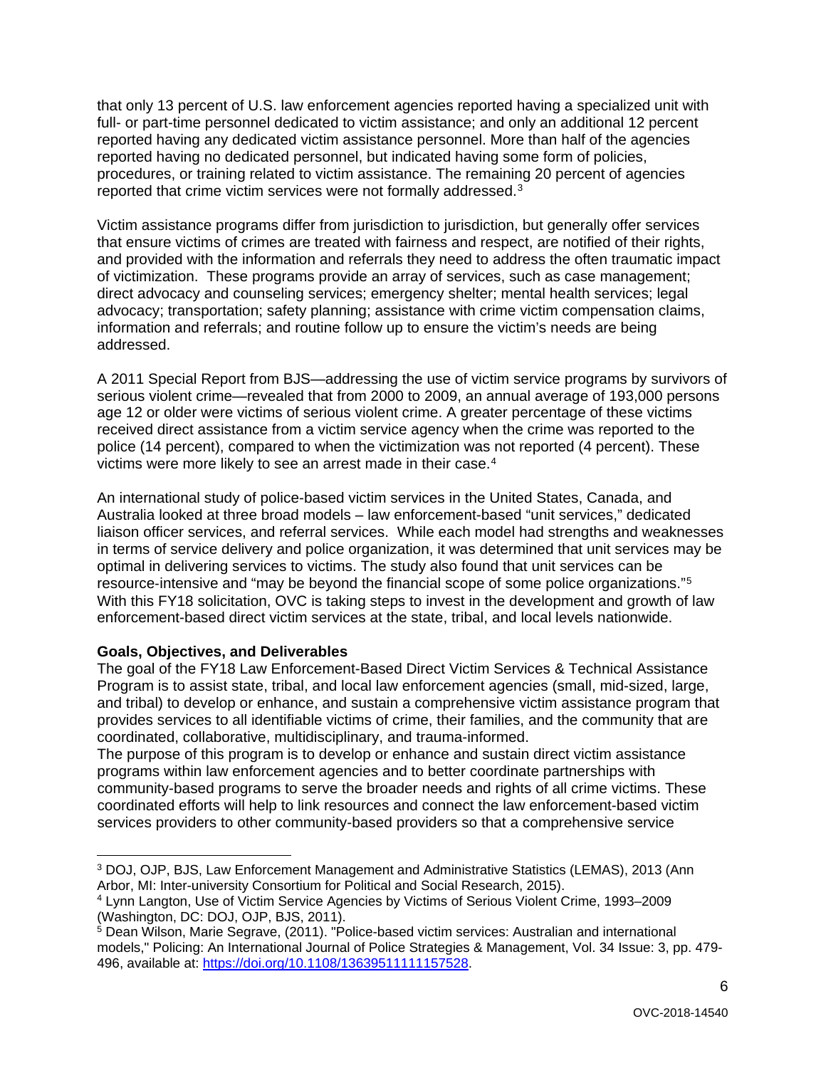that only 13 percent of U.S. law enforcement agencies reported having a specialized unit with full- or part-time personnel dedicated to victim assistance; and only an additional 12 percent reported having any dedicated victim assistance personnel. More than half of the agencies reported having no dedicated personnel, but indicated having some form of policies, procedures, or training related to victim assistance. The remaining 20 percent of agencies reported that crime victim services were not formally addressed.[3]

Victim assistance programs differ from jurisdiction to jurisdiction, but generally offer services that ensure victims of crimes are treated with fairness and respect, are notified of their rights, and provided with the information and referrals they need to address the often traumatic impact of victimization. These programs provide an array of services, such as case management; direct advocacy and counseling services; emergency shelter; mental health services; legal advocacy; transportation; safety planning; assistance with crime victim compensation claims, information and referrals; and routine follow up to ensure the victim's needs are being addressed.

A 2011 Special Report from BJS—addressing the use of victim service programs by survivors of serious violent crime—revealed that from 2000 to 2009, an annual average of 193,000 persons age 12 or older were victims of serious violent crime. A greater percentage of these victims received direct assistance from a victim service agency when the crime was reported to the police (14 percent), compared to when the victimization was not reported (4 percent). These victims were more likely to see an arrest made in their case.[4]

An international study of police-based victim services in the United States, Canada, and Australia looked at three broad models – law enforcement-based "unit services," dedicated liaison officer services, and referral services. While each model had strengths and weaknesses in terms of service delivery and police organization, it was determined that unit services may be optimal in delivering services to victims. The study also found that unit services can be resource-intensive and "may be beyond the financial scope of some police organizations."[5] With this FY18 solicitation, OVC is taking steps to invest in the development and growth of law enforcement-based direct victim services at the state, tribal, and local levels nationwide.

**Goals, Objectives, and Deliverables**

The goal of the FY18 Law Enforcement-Based Direct Victim Services & Technical Assistance Program is to assist state, tribal, and local law enforcement agencies (small, mid-sized, large, and tribal) to develop or enhance, and sustain a comprehensive victim assistance program that provides services to all identifiable victims of crime, their families, and the community that are coordinated, collaborative, multidisciplinary, and trauma-informed.

The purpose of this program is to develop or enhance and sustain direct victim assistance programs within law enforcement agencies and to better coordinate partnerships with community-based programs to serve the broader needs and rights of all crime victims. These coordinated efforts will help to link resources and connect the law enforcement-based victim services providers to other community-based providers so that a comprehensive service

---

[3] DOJ, OJP, BJS, Law Enforcement Management and Administrative Statistics (LEMAS), 2013 (Ann Arbor, MI: Inter-university Consortium for Political and Social Research, 2015).

[4] Lynn Langton, Use of Victim Service Agencies by Victims of Serious Violent Crime, 1993–2009 (Washington, DC: DOJ, OJP, BJS, 2011).

[5] Dean Wilson, Marie Segrave, (2011). "Police-based victim services: Australian and international models," Policing: An International Journal of Police Strategies & Management, Vol. 34 Issue: 3, pp. 479-496, available at: https://doi.org/10.1108/13639511111157528.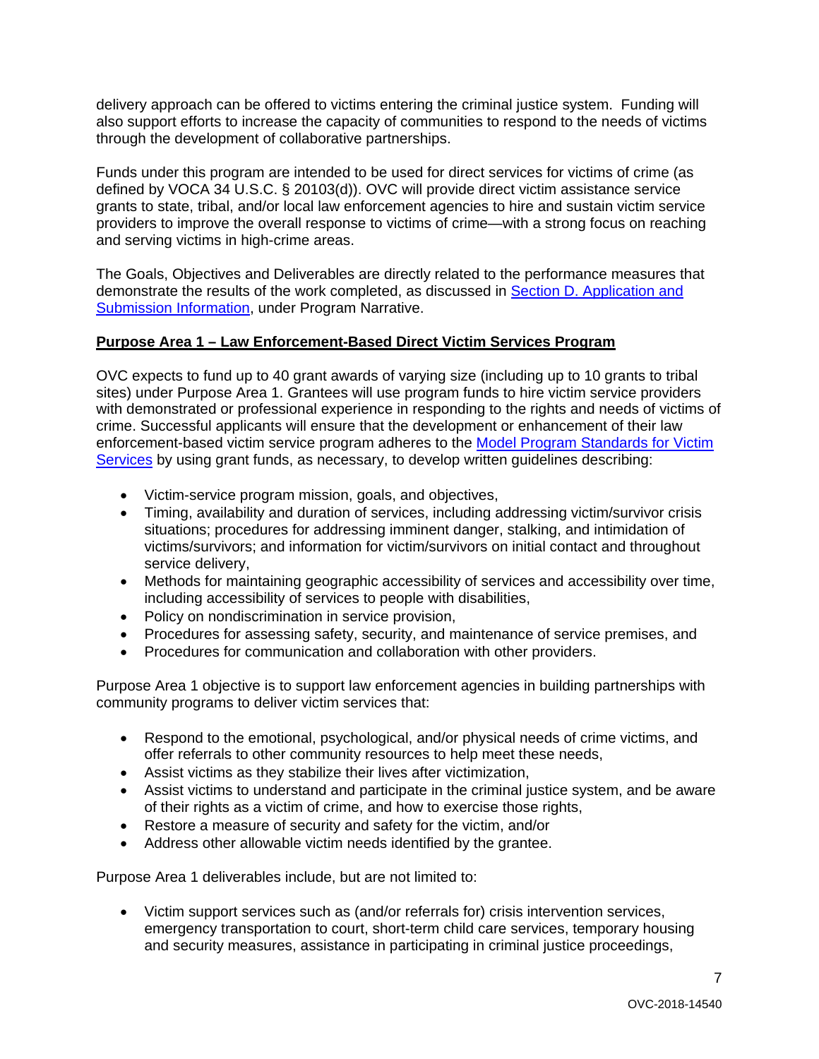delivery approach can be offered to victims entering the criminal justice system. Funding will also support efforts to increase the capacity of communities to respond to the needs of victims through the development of collaborative partnerships.

Funds under this program are intended to be used for direct services for victims of crime (as defined by VOCA 34 U.S.C. § 20103(d)). OVC will provide direct victim assistance service grants to state, tribal, and/or local law enforcement agencies to hire and sustain victim service providers to improve the overall response to victims of crime—with a strong focus on reaching and serving victims in high-crime areas.

The Goals, Objectives and Deliverables are directly related to the performance measures that demonstrate the results of the work completed, as discussed in Section D. Application and Submission Information, under Program Narrative.

**Purpose Area 1 – Law Enforcement-Based Direct Victim Services Program**

OVC expects to fund up to 40 grant awards of varying size (including up to 10 grants to tribal sites) under Purpose Area 1. Grantees will use program funds to hire victim service providers with demonstrated or professional experience in responding to the rights and needs of victims of crime. Successful applicants will ensure that the development or enhancement of their law enforcement-based victim service program adheres to the Model Program Standards for Victim Services by using grant funds, as necessary, to develop written guidelines describing:

- Victim-service program mission, goals, and objectives,
- Timing, availability and duration of services, including addressing victim/survivor crisis situations; procedures for addressing imminent danger, stalking, and intimidation of victims/survivors; and information for victim/survivors on initial contact and throughout service delivery,
- Methods for maintaining geographic accessibility of services and accessibility over time, including accessibility of services to people with disabilities,
- Policy on nondiscrimination in service provision,
- Procedures for assessing safety, security, and maintenance of service premises, and
- Procedures for communication and collaboration with other providers.

Purpose Area 1 objective is to support law enforcement agencies in building partnerships with community programs to deliver victim services that:

- Respond to the emotional, psychological, and/or physical needs of crime victims, and offer referrals to other community resources to help meet these needs,
- Assist victims as they stabilize their lives after victimization,
- Assist victims to understand and participate in the criminal justice system, and be aware of their rights as a victim of crime, and how to exercise those rights,
- Restore a measure of security and safety for the victim, and/or
- Address other allowable victim needs identified by the grantee.

Purpose Area 1 deliverables include, but are not limited to:

- Victim support services such as (and/or referrals for) crisis intervention services, emergency transportation to court, short-term child care services, temporary housing and security measures, assistance in participating in criminal justice proceedings,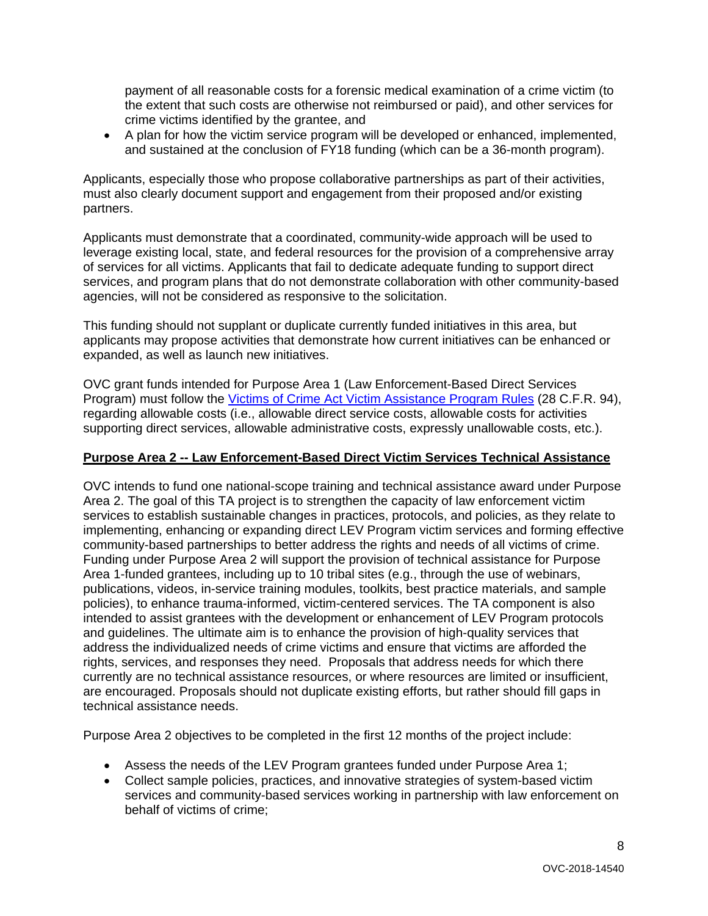payment of all reasonable costs for a forensic medical examination of a crime victim (to the extent that such costs are otherwise not reimbursed or paid), and other services for crime victims identified by the grantee, and

- A plan for how the victim service program will be developed or enhanced, implemented, and sustained at the conclusion of FY18 funding (which can be a 36-month program).

Applicants, especially those who propose collaborative partnerships as part of their activities, must also clearly document support and engagement from their proposed and/or existing partners.

Applicants must demonstrate that a coordinated, community-wide approach will be used to leverage existing local, state, and federal resources for the provision of a comprehensive array of services for all victims. Applicants that fail to dedicate adequate funding to support direct services, and program plans that do not demonstrate collaboration with other community-based agencies, will not be considered as responsive to the solicitation.

This funding should not supplant or duplicate currently funded initiatives in this area, but applicants may propose activities that demonstrate how current initiatives can be enhanced or expanded, as well as launch new initiatives.

OVC grant funds intended for Purpose Area 1 (Law Enforcement-Based Direct Services Program) must follow the Victims of Crime Act Victim Assistance Program Rules (28 C.F.R. 94), regarding allowable costs (i.e., allowable direct service costs, allowable costs for activities supporting direct services, allowable administrative costs, expressly unallowable costs, etc.).

**Purpose Area 2 -- Law Enforcement-Based Direct Victim Services Technical Assistance**

OVC intends to fund one national-scope training and technical assistance award under Purpose Area 2. The goal of this TA project is to strengthen the capacity of law enforcement victim services to establish sustainable changes in practices, protocols, and policies, as they relate to implementing, enhancing or expanding direct LEV Program victim services and forming effective community-based partnerships to better address the rights and needs of all victims of crime. Funding under Purpose Area 2 will support the provision of technical assistance for Purpose Area 1-funded grantees, including up to 10 tribal sites (e.g., through the use of webinars, publications, videos, in-service training modules, toolkits, best practice materials, and sample policies), to enhance trauma-informed, victim-centered services. The TA component is also intended to assist grantees with the development or enhancement of LEV Program protocols and guidelines. The ultimate aim is to enhance the provision of high-quality services that address the individualized needs of crime victims and ensure that victims are afforded the rights, services, and responses they need. Proposals that address needs for which there currently are no technical assistance resources, or where resources are limited or insufficient, are encouraged. Proposals should not duplicate existing efforts, but rather should fill gaps in technical assistance needs.

Purpose Area 2 objectives to be completed in the first 12 months of the project include:

- Assess the needs of the LEV Program grantees funded under Purpose Area 1;
- Collect sample policies, practices, and innovative strategies of system-based victim services and community-based services working in partnership with law enforcement on behalf of victims of crime;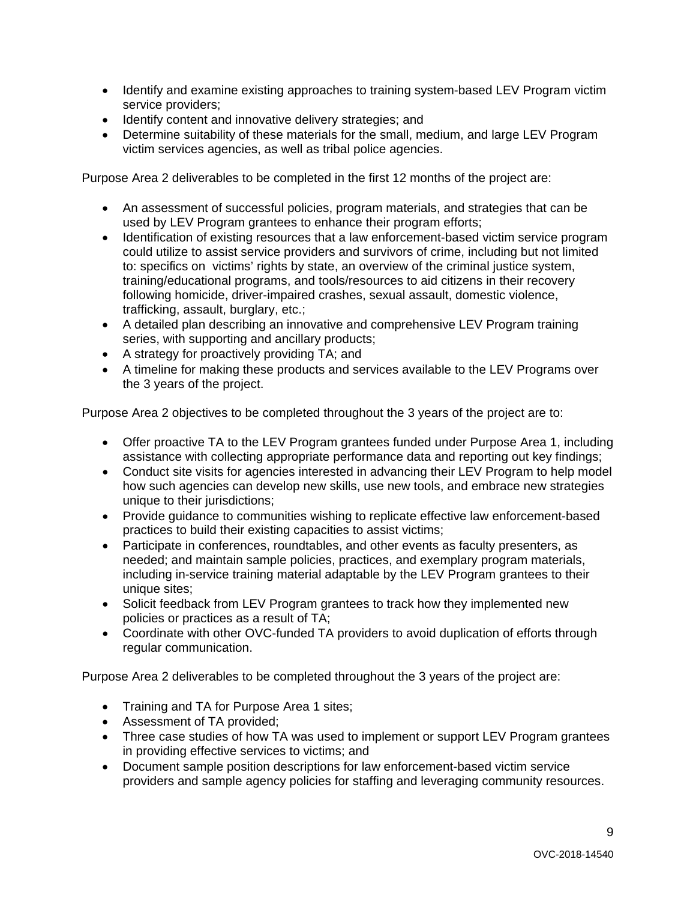- Identify and examine existing approaches to training system-based LEV Program victim service providers;
- Identify content and innovative delivery strategies; and
- Determine suitability of these materials for the small, medium, and large LEV Program victim services agencies, as well as tribal police agencies.

Purpose Area 2 deliverables to be completed in the first 12 months of the project are:

- An assessment of successful policies, program materials, and strategies that can be used by LEV Program grantees to enhance their program efforts;
- Identification of existing resources that a law enforcement-based victim service program could utilize to assist service providers and survivors of crime, including but not limited to: specifics on victims' rights by state, an overview of the criminal justice system, training/educational programs, and tools/resources to aid citizens in their recovery following homicide, driver-impaired crashes, sexual assault, domestic violence, trafficking, assault, burglary, etc.;
- A detailed plan describing an innovative and comprehensive LEV Program training series, with supporting and ancillary products;
- A strategy for proactively providing TA; and
- A timeline for making these products and services available to the LEV Programs over the 3 years of the project.

Purpose Area 2 objectives to be completed throughout the 3 years of the project are to:

- Offer proactive TA to the LEV Program grantees funded under Purpose Area 1, including assistance with collecting appropriate performance data and reporting out key findings;
- Conduct site visits for agencies interested in advancing their LEV Program to help model how such agencies can develop new skills, use new tools, and embrace new strategies unique to their jurisdictions;
- Provide guidance to communities wishing to replicate effective law enforcement-based practices to build their existing capacities to assist victims;
- Participate in conferences, roundtables, and other events as faculty presenters, as needed; and maintain sample policies, practices, and exemplary program materials, including in-service training material adaptable by the LEV Program grantees to their unique sites;
- Solicit feedback from LEV Program grantees to track how they implemented new policies or practices as a result of TA;
- Coordinate with other OVC-funded TA providers to avoid duplication of efforts through regular communication.

Purpose Area 2 deliverables to be completed throughout the 3 years of the project are:

- Training and TA for Purpose Area 1 sites;
- Assessment of TA provided;
- Three case studies of how TA was used to implement or support LEV Program grantees in providing effective services to victims; and
- Document sample position descriptions for law enforcement-based victim service providers and sample agency policies for staffing and leveraging community resources.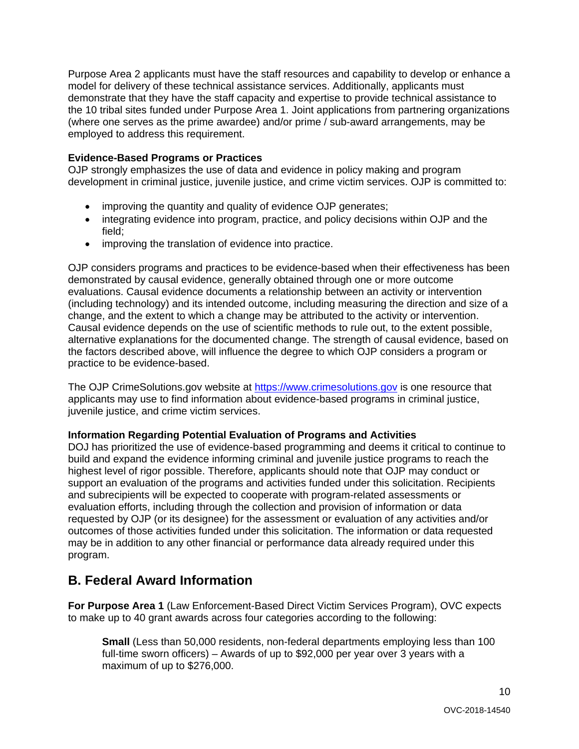Purpose Area 2 applicants must have the staff resources and capability to develop or enhance a model for delivery of these technical assistance services. Additionally, applicants must demonstrate that they have the staff capacity and expertise to provide technical assistance to the 10 tribal sites funded under Purpose Area 1. Joint applications from partnering organizations (where one serves as the prime awardee) and/or prime / sub-award arrangements, may be employed to address this requirement.

**Evidence-Based Programs or Practices**
OJP strongly emphasizes the use of data and evidence in policy making and program development in criminal justice, juvenile justice, and crime victim services. OJP is committed to:

- improving the quantity and quality of evidence OJP generates;
- integrating evidence into program, practice, and policy decisions within OJP and the field;
- improving the translation of evidence into practice.

OJP considers programs and practices to be evidence-based when their effectiveness has been demonstrated by causal evidence, generally obtained through one or more outcome evaluations. Causal evidence documents a relationship between an activity or intervention (including technology) and its intended outcome, including measuring the direction and size of a change, and the extent to which a change may be attributed to the activity or intervention. Causal evidence depends on the use of scientific methods to rule out, to the extent possible, alternative explanations for the documented change. The strength of causal evidence, based on the factors described above, will influence the degree to which OJP considers a program or practice to be evidence-based.

The OJP CrimeSolutions.gov website at [https://www.crimesolutions.gov](https://www.crimesolutions.gov) is one resource that applicants may use to find information about evidence-based programs in criminal justice, juvenile justice, and crime victim services.

**Information Regarding Potential Evaluation of Programs and Activities**
DOJ has prioritized the use of evidence-based programming and deems it critical to continue to build and expand the evidence informing criminal and juvenile justice programs to reach the highest level of rigor possible. Therefore, applicants should note that OJP may conduct or support an evaluation of the programs and activities funded under this solicitation. Recipients and subrecipients will be expected to cooperate with program-related assessments or evaluation efforts, including through the collection and provision of information or data requested by OJP (or its designee) for the assessment or evaluation of any activities and/or outcomes of those activities funded under this solicitation. The information or data requested may be in addition to any other financial or performance data already required under this program.

## B. Federal Award Information

**For Purpose Area 1** (Law Enforcement-Based Direct Victim Services Program), OVC expects to make up to 40 grant awards across four categories according to the following:

> **Small** (Less than 50,000 residents, non-federal departments employing less than 100 full-time sworn officers) – Awards of up to $92,000 per year over 3 years with a maximum of up to $276,000.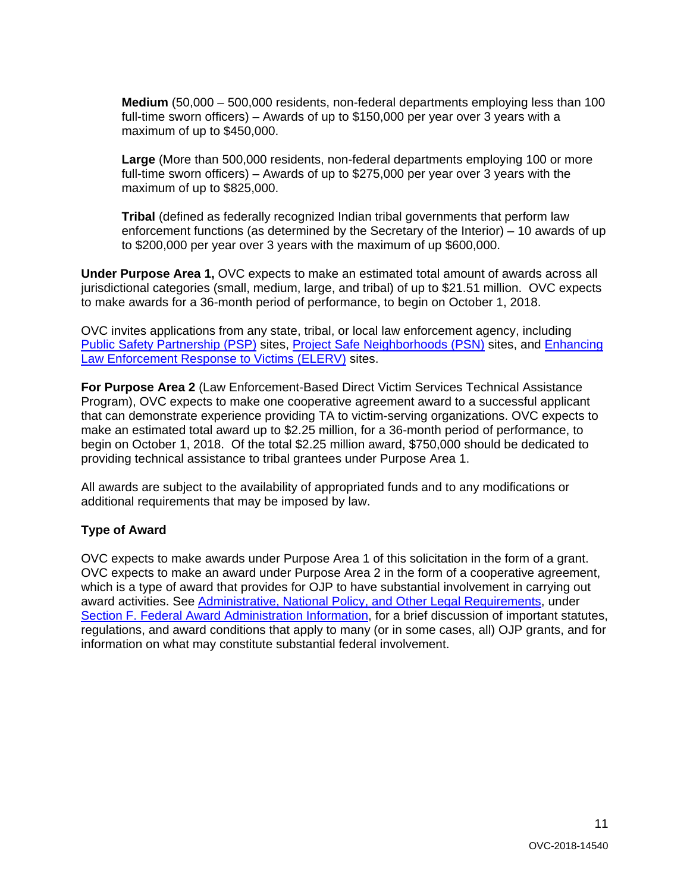**Medium** (50,000 – 500,000 residents, non-federal departments employing less than 100 full-time sworn officers) – Awards of up to $150,000 per year over 3 years with a maximum of up to $450,000.

**Large** (More than 500,000 residents, non-federal departments employing 100 or more full-time sworn officers) – Awards of up to $275,000 per year over 3 years with the maximum of up to $825,000.

**Tribal** (defined as federally recognized Indian tribal governments that perform law enforcement functions (as determined by the Secretary of the Interior) – 10 awards of up to $200,000 per year over 3 years with the maximum of up $600,000.

**Under Purpose Area 1,** OVC expects to make an estimated total amount of awards across all jurisdictional categories (small, medium, large, and tribal) of up to $21.51 million. OVC expects to make awards for a 36-month period of performance, to begin on October 1, 2018.

OVC invites applications from any state, tribal, or local law enforcement agency, including Public Safety Partnership (PSP) sites, Project Safe Neighborhoods (PSN) sites, and Enhancing Law Enforcement Response to Victims (ELERV) sites.

**For Purpose Area 2** (Law Enforcement-Based Direct Victim Services Technical Assistance Program), OVC expects to make one cooperative agreement award to a successful applicant that can demonstrate experience providing TA to victim-serving organizations. OVC expects to make an estimated total award up to $2.25 million, for a 36-month period of performance, to begin on October 1, 2018. Of the total $2.25 million award, $750,000 should be dedicated to providing technical assistance to tribal grantees under Purpose Area 1.

All awards are subject to the availability of appropriated funds and to any modifications or additional requirements that may be imposed by law.

### Type of Award

OVC expects to make awards under Purpose Area 1 of this solicitation in the form of a grant. OVC expects to make an award under Purpose Area 2 in the form of a cooperative agreement, which is a type of award that provides for OJP to have substantial involvement in carrying out award activities. See Administrative, National Policy, and Other Legal Requirements, under Section F. Federal Award Administration Information, for a brief discussion of important statutes, regulations, and award conditions that apply to many (or in some cases, all) OJP grants, and for information on what may constitute substantial federal involvement.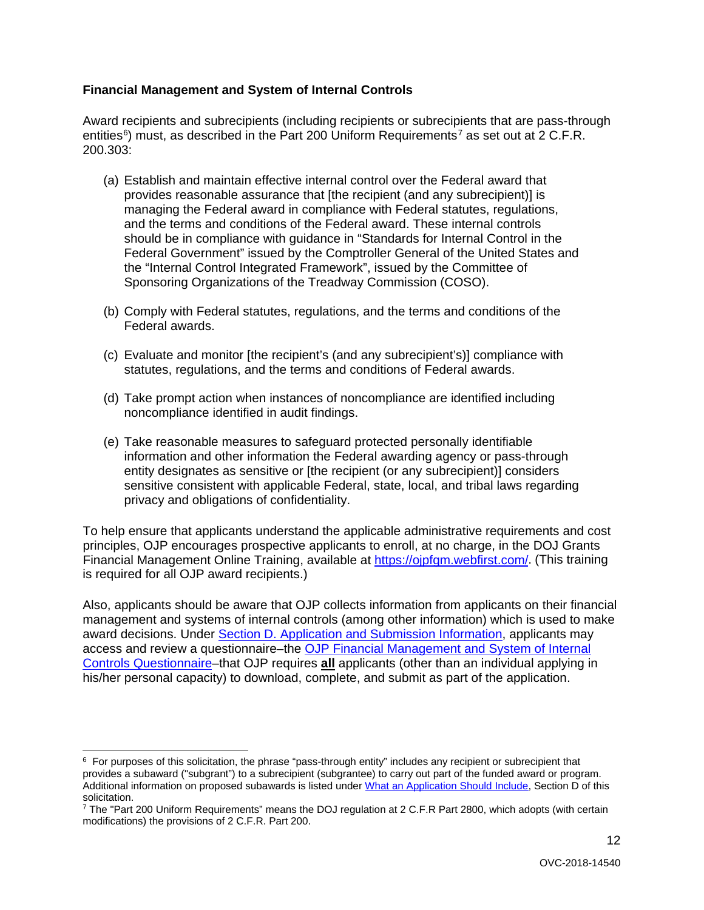**Financial Management and System of Internal Controls**

Award recipients and subrecipients (including recipients or subrecipients that are pass-through entities[6]) must, as described in the Part 200 Uniform Requirements[7] as set out at 2 C.F.R. 200.303:

(a) Establish and maintain effective internal control over the Federal award that provides reasonable assurance that [the recipient (and any subrecipient)] is managing the Federal award in compliance with Federal statutes, regulations, and the terms and conditions of the Federal award. These internal controls should be in compliance with guidance in "Standards for Internal Control in the Federal Government" issued by the Comptroller General of the United States and the "Internal Control Integrated Framework", issued by the Committee of Sponsoring Organizations of the Treadway Commission (COSO).

(b) Comply with Federal statutes, regulations, and the terms and conditions of the Federal awards.

(c) Evaluate and monitor [the recipient's (and any subrecipient's)] compliance with statutes, regulations, and the terms and conditions of Federal awards.

(d) Take prompt action when instances of noncompliance are identified including noncompliance identified in audit findings.

(e) Take reasonable measures to safeguard protected personally identifiable information and other information the Federal awarding agency or pass-through entity designates as sensitive or [the recipient (or any subrecipient)] considers sensitive consistent with applicable Federal, state, local, and tribal laws regarding privacy and obligations of confidentiality.

To help ensure that applicants understand the applicable administrative requirements and cost principles, OJP encourages prospective applicants to enroll, at no charge, in the DOJ Grants Financial Management Online Training, available at https://ojpfgm.webfirst.com/. (This training is required for all OJP award recipients.)

Also, applicants should be aware that OJP collects information from applicants on their financial management and systems of internal controls (among other information) which is used to make award decisions. Under Section D. Application and Submission Information, applicants may access and review a questionnaire–the OJP Financial Management and System of Internal Controls Questionnaire–that OJP requires **all** applicants (other than an individual applying in his/her personal capacity) to download, complete, and submit as part of the application.

---

[6] For purposes of this solicitation, the phrase "pass-through entity" includes any recipient or subrecipient that provides a subaward ("subgrant") to a subrecipient (subgrantee) to carry out part of the funded award or program. Additional information on proposed subawards is listed under What an Application Should Include, Section D of this solicitation.

[7] The "Part 200 Uniform Requirements" means the DOJ regulation at 2 C.F.R Part 2800, which adopts (with certain modifications) the provisions of 2 C.F.R. Part 200.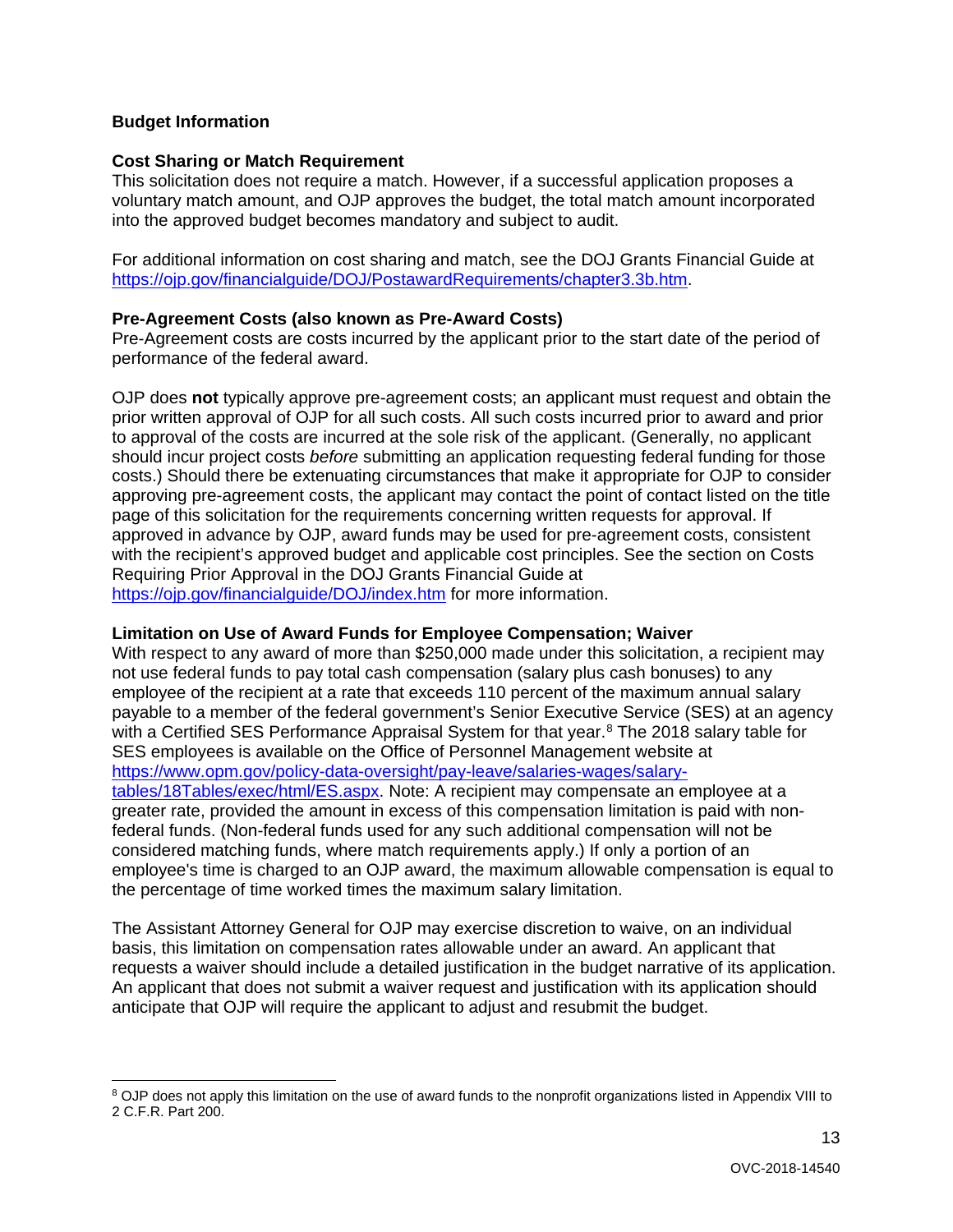## Budget Information

### Cost Sharing or Match Requirement

This solicitation does not require a match. However, if a successful application proposes a voluntary match amount, and OJP approves the budget, the total match amount incorporated into the approved budget becomes mandatory and subject to audit.

For additional information on cost sharing and match, see the DOJ Grants Financial Guide at https://ojp.gov/financialguide/DOJ/PostawardRequirements/chapter3.3b.htm.

### Pre-Agreement Costs (also known as Pre-Award Costs)

Pre-Agreement costs are costs incurred by the applicant prior to the start date of the period of performance of the federal award.

OJP does **not** typically approve pre-agreement costs; an applicant must request and obtain the prior written approval of OJP for all such costs. All such costs incurred prior to award and prior to approval of the costs are incurred at the sole risk of the applicant. (Generally, no applicant should incur project costs *before* submitting an application requesting federal funding for those costs.) Should there be extenuating circumstances that make it appropriate for OJP to consider approving pre-agreement costs, the applicant may contact the point of contact listed on the title page of this solicitation for the requirements concerning written requests for approval. If approved in advance by OJP, award funds may be used for pre-agreement costs, consistent with the recipient's approved budget and applicable cost principles. See the section on Costs Requiring Prior Approval in the DOJ Grants Financial Guide at https://ojp.gov/financialguide/DOJ/index.htm for more information.

### Limitation on Use of Award Funds for Employee Compensation; Waiver

With respect to any award of more than $250,000 made under this solicitation, a recipient may not use federal funds to pay total cash compensation (salary plus cash bonuses) to any employee of the recipient at a rate that exceeds 110 percent of the maximum annual salary payable to a member of the federal government's Senior Executive Service (SES) at an agency with a Certified SES Performance Appraisal System for that year.[8] The 2018 salary table for SES employees is available on the Office of Personnel Management website at https://www.opm.gov/policy-data-oversight/pay-leave/salaries-wages/salary-tables/18Tables/exec/html/ES.aspx. Note: A recipient may compensate an employee at a greater rate, provided the amount in excess of this compensation limitation is paid with non-federal funds. (Non-federal funds used for any such additional compensation will not be considered matching funds, where match requirements apply.) If only a portion of an employee's time is charged to an OJP award, the maximum allowable compensation is equal to the percentage of time worked times the maximum salary limitation.

The Assistant Attorney General for OJP may exercise discretion to waive, on an individual basis, this limitation on compensation rates allowable under an award. An applicant that requests a waiver should include a detailed justification in the budget narrative of its application. An applicant that does not submit a waiver request and justification with its application should anticipate that OJP will require the applicant to adjust and resubmit the budget.

---

[8] OJP does not apply this limitation on the use of award funds to the nonprofit organizations listed in Appendix VIII to 2 C.F.R. Part 200.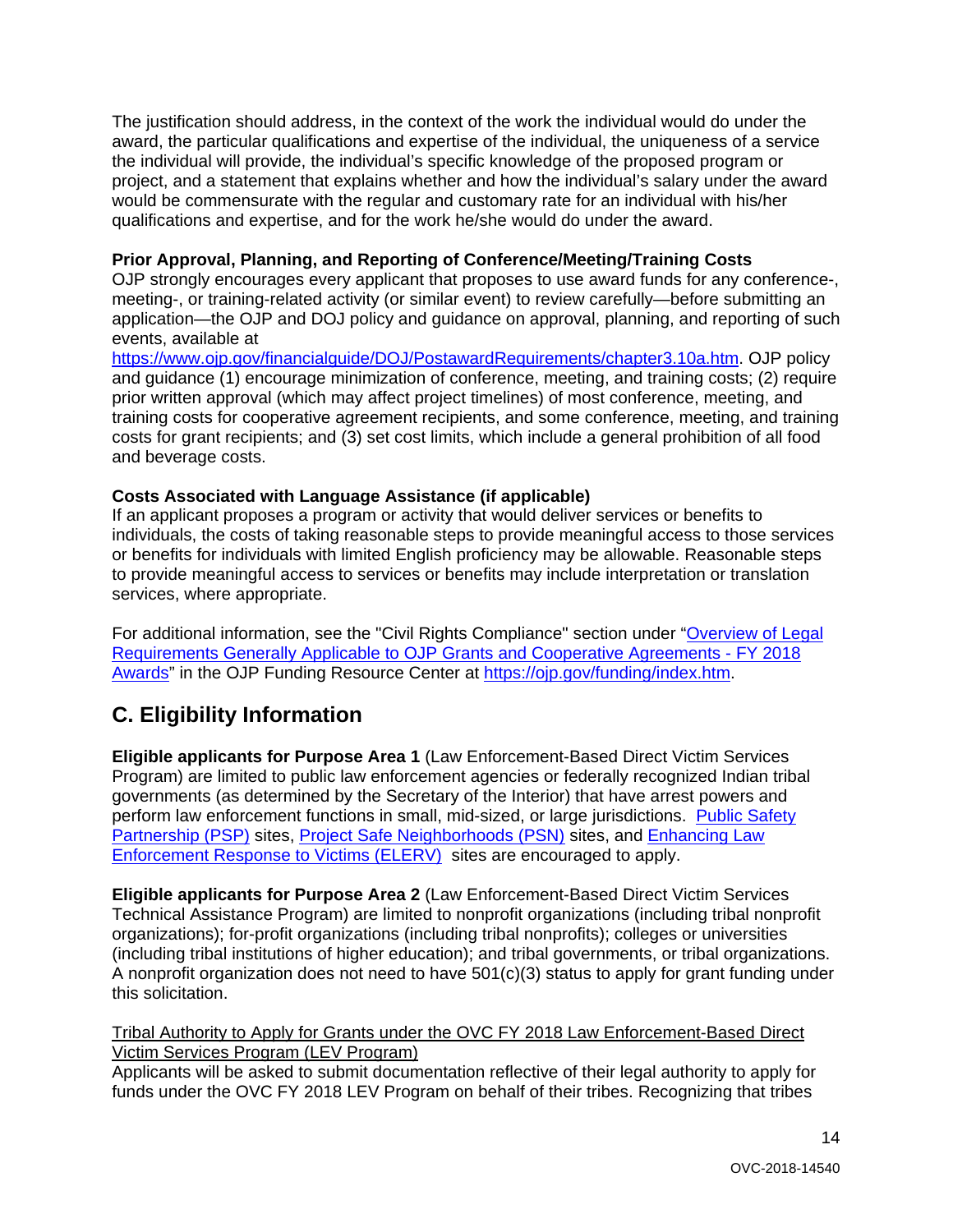The justification should address, in the context of the work the individual would do under the award, the particular qualifications and expertise of the individual, the uniqueness of a service the individual will provide, the individual's specific knowledge of the proposed program or project, and a statement that explains whether and how the individual's salary under the award would be commensurate with the regular and customary rate for an individual with his/her qualifications and expertise, and for the work he/she would do under the award.

**Prior Approval, Planning, and Reporting of Conference/Meeting/Training Costs**
OJP strongly encourages every applicant that proposes to use award funds for any conference-, meeting-, or training-related activity (or similar event) to review carefully—before submitting an application—the OJP and DOJ policy and guidance on approval, planning, and reporting of such events, available at [https://www.ojp.gov/financialguide/DOJ/PostawardRequirements/chapter3.10a.htm](https://www.ojp.gov/financialguide/DOJ/PostawardRequirements/chapter3.10a.htm). OJP policy and guidance (1) encourage minimization of conference, meeting, and training costs; (2) require prior written approval (which may affect project timelines) of most conference, meeting, and training costs for cooperative agreement recipients, and some conference, meeting, and training costs for grant recipients; and (3) set cost limits, which include a general prohibition of all food and beverage costs.

**Costs Associated with Language Assistance (if applicable)**
If an applicant proposes a program or activity that would deliver services or benefits to individuals, the costs of taking reasonable steps to provide meaningful access to those services or benefits for individuals with limited English proficiency may be allowable. Reasonable steps to provide meaningful access to services or benefits may include interpretation or translation services, where appropriate.

For additional information, see the "Civil Rights Compliance" section under "Overview of Legal Requirements Generally Applicable to OJP Grants and Cooperative Agreements - FY 2018 Awards" in the OJP Funding Resource Center at [https://ojp.gov/funding/index.htm](https://ojp.gov/funding/index.htm).

## C. Eligibility Information

**Eligible applicants for Purpose Area 1** (Law Enforcement-Based Direct Victim Services Program) are limited to public law enforcement agencies or federally recognized Indian tribal governments (as determined by the Secretary of the Interior) that have arrest powers and perform law enforcement functions in small, mid-sized, or large jurisdictions. Public Safety Partnership (PSP) sites, Project Safe Neighborhoods (PSN) sites, and Enhancing Law Enforcement Response to Victims (ELERV) sites are encouraged to apply.

**Eligible applicants for Purpose Area 2** (Law Enforcement-Based Direct Victim Services Technical Assistance Program) are limited to nonprofit organizations (including tribal nonprofit organizations); for-profit organizations (including tribal nonprofits); colleges or universities (including tribal institutions of higher education); and tribal governments, or tribal organizations. A nonprofit organization does not need to have 501(c)(3) status to apply for grant funding under this solicitation.

Tribal Authority to Apply for Grants under the OVC FY 2018 Law Enforcement-Based Direct Victim Services Program (LEV Program)
Applicants will be asked to submit documentation reflective of their legal authority to apply for funds under the OVC FY 2018 LEV Program on behalf of their tribes. Recognizing that tribes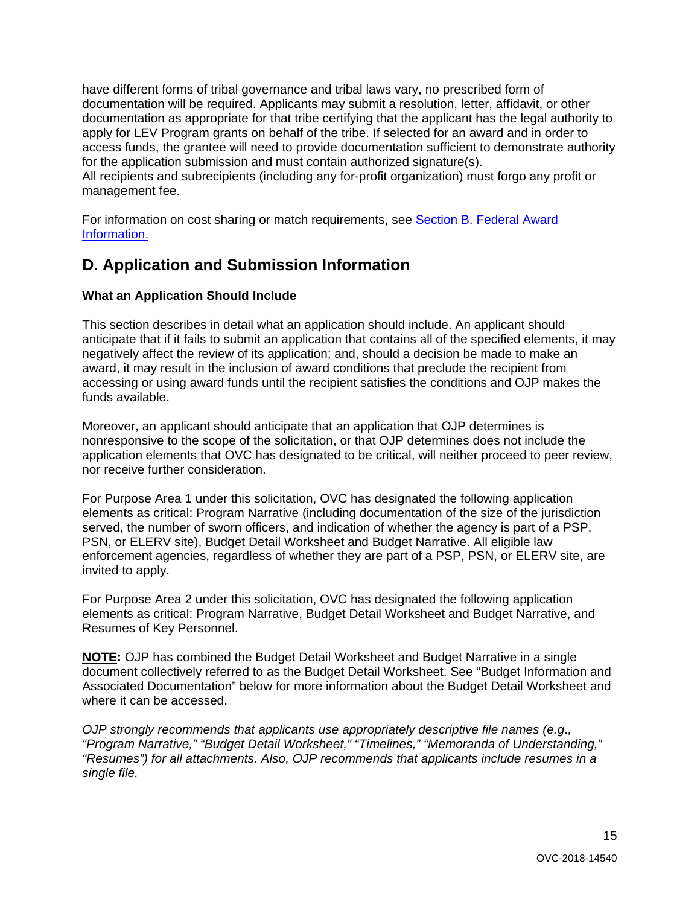have different forms of tribal governance and tribal laws vary, no prescribed form of documentation will be required. Applicants may submit a resolution, letter, affidavit, or other documentation as appropriate for that tribe certifying that the applicant has the legal authority to apply for LEV Program grants on behalf of the tribe. If selected for an award and in order to access funds, the grantee will need to provide documentation sufficient to demonstrate authority for the application submission and must contain authorized signature(s).
All recipients and subrecipients (including any for-profit organization) must forgo any profit or management fee.

For information on cost sharing or match requirements, see [Section B. Federal Award Information.](#)

## D. Application and Submission Information

### What an Application Should Include

This section describes in detail what an application should include. An applicant should anticipate that if it fails to submit an application that contains all of the specified elements, it may negatively affect the review of its application; and, should a decision be made to make an award, it may result in the inclusion of award conditions that preclude the recipient from accessing or using award funds until the recipient satisfies the conditions and OJP makes the funds available.

Moreover, an applicant should anticipate that an application that OJP determines is nonresponsive to the scope of the solicitation, or that OJP determines does not include the application elements that OVC has designated to be critical, will neither proceed to peer review, nor receive further consideration.

For Purpose Area 1 under this solicitation, OVC has designated the following application elements as critical: Program Narrative (including documentation of the size of the jurisdiction served, the number of sworn officers, and indication of whether the agency is part of a PSP, PSN, or ELERV site), Budget Detail Worksheet and Budget Narrative. All eligible law enforcement agencies, regardless of whether they are part of a PSP, PSN, or ELERV site, are invited to apply.

For Purpose Area 2 under this solicitation, OVC has designated the following application elements as critical: Program Narrative, Budget Detail Worksheet and Budget Narrative, and Resumes of Key Personnel.

**NOTE:** OJP has combined the Budget Detail Worksheet and Budget Narrative in a single document collectively referred to as the Budget Detail Worksheet. See "Budget Information and Associated Documentation" below for more information about the Budget Detail Worksheet and where it can be accessed.

*OJP strongly recommends that applicants use appropriately descriptive file names (e.g., "Program Narrative," "Budget Detail Worksheet," "Timelines," "Memoranda of Understanding," "Resumes") for all attachments. Also, OJP recommends that applicants include resumes in a single file.*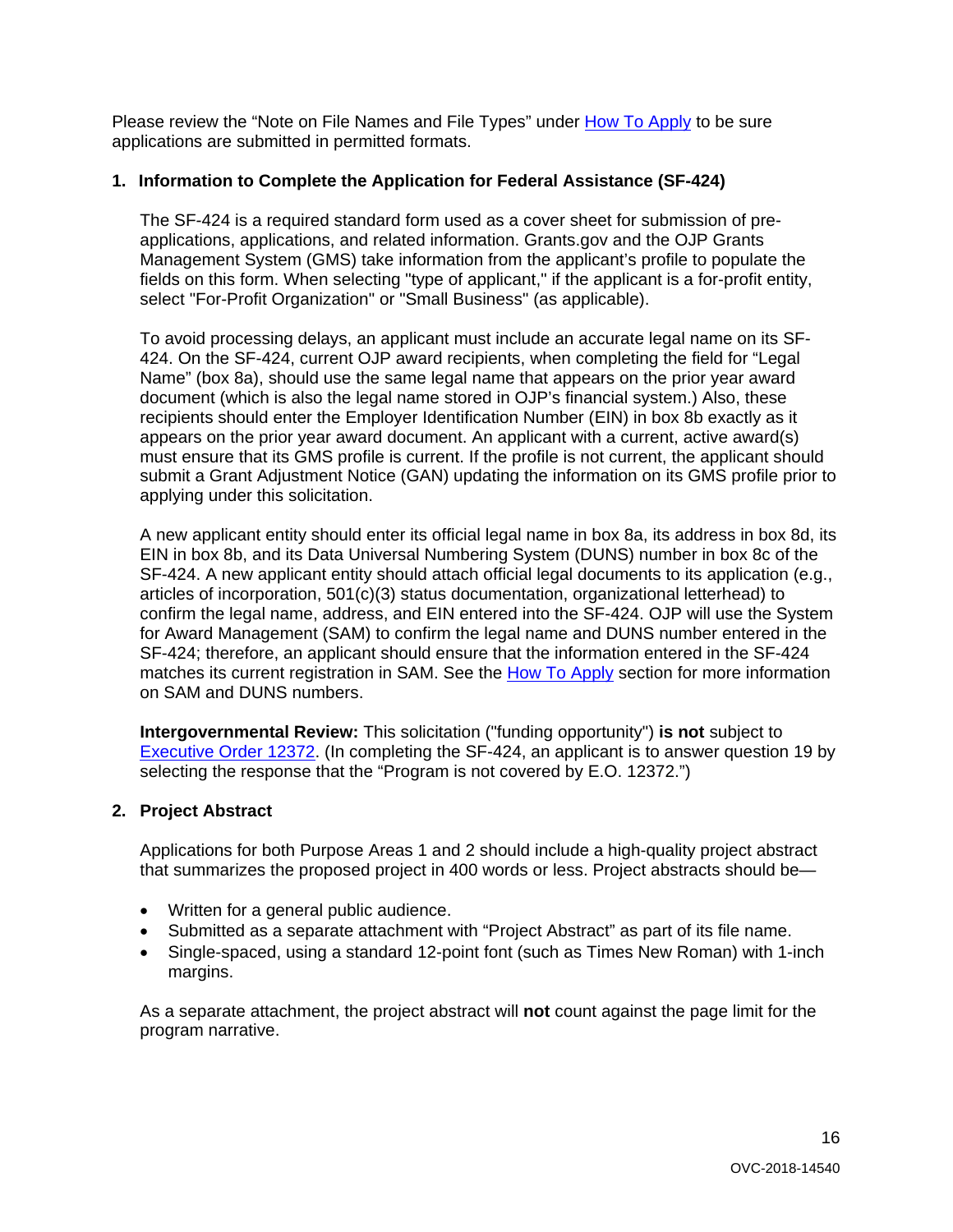Please review the “Note on File Names and File Types” under How To Apply to be sure applications are submitted in permitted formats.

**1. Information to Complete the Application for Federal Assistance (SF-424)**

The SF-424 is a required standard form used as a cover sheet for submission of pre-applications, applications, and related information. Grants.gov and the OJP Grants Management System (GMS) take information from the applicant’s profile to populate the fields on this form. When selecting "type of applicant," if the applicant is a for-profit entity, select "For-Profit Organization" or "Small Business" (as applicable).

To avoid processing delays, an applicant must include an accurate legal name on its SF-424. On the SF-424, current OJP award recipients, when completing the field for “Legal Name” (box 8a), should use the same legal name that appears on the prior year award document (which is also the legal name stored in OJP’s financial system.) Also, these recipients should enter the Employer Identification Number (EIN) in box 8b exactly as it appears on the prior year award document. An applicant with a current, active award(s) must ensure that its GMS profile is current. If the profile is not current, the applicant should submit a Grant Adjustment Notice (GAN) updating the information on its GMS profile prior to applying under this solicitation.

A new applicant entity should enter its official legal name in box 8a, its address in box 8d, its EIN in box 8b, and its Data Universal Numbering System (DUNS) number in box 8c of the SF-424. A new applicant entity should attach official legal documents to its application (e.g., articles of incorporation, 501(c)(3) status documentation, organizational letterhead) to confirm the legal name, address, and EIN entered into the SF-424. OJP will use the System for Award Management (SAM) to confirm the legal name and DUNS number entered in the SF-424; therefore, an applicant should ensure that the information entered in the SF-424 matches its current registration in SAM. See the How To Apply section for more information on SAM and DUNS numbers.

**Intergovernmental Review:** This solicitation ("funding opportunity") **is not** subject to Executive Order 12372. (In completing the SF-424, an applicant is to answer question 19 by selecting the response that the “Program is not covered by E.O. 12372.”)

**2. Project Abstract**

Applications for both Purpose Areas 1 and 2 should include a high-quality project abstract that summarizes the proposed project in 400 words or less. Project abstracts should be—

- Written for a general public audience.
- Submitted as a separate attachment with “Project Abstract” as part of its file name.
- Single-spaced, using a standard 12-point font (such as Times New Roman) with 1-inch margins.

As a separate attachment, the project abstract will **not** count against the page limit for the program narrative.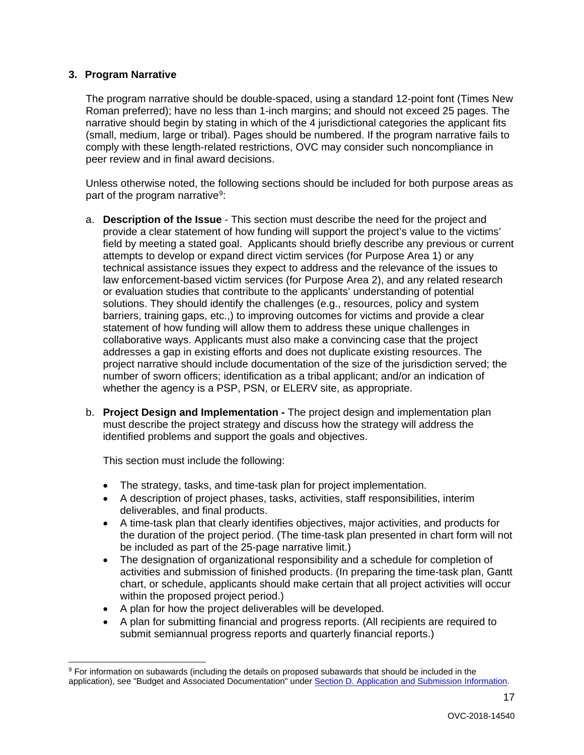### 3. Program Narrative

The program narrative should be double-spaced, using a standard 12-point font (Times New Roman preferred); have no less than 1-inch margins; and should not exceed 25 pages. The narrative should begin by stating in which of the 4 jurisdictional categories the applicant fits (small, medium, large or tribal). Pages should be numbered. If the program narrative fails to comply with these length-related restrictions, OVC may consider such noncompliance in peer review and in final award decisions.

Unless otherwise noted, the following sections should be included for both purpose areas as part of the program narrative[9]:

a. **Description of the Issue** - This section must describe the need for the project and provide a clear statement of how funding will support the project's value to the victims' field by meeting a stated goal. Applicants should briefly describe any previous or current attempts to develop or expand direct victim services (for Purpose Area 1) or any technical assistance issues they expect to address and the relevance of the issues to law enforcement-based victim services (for Purpose Area 2), and any related research or evaluation studies that contribute to the applicants' understanding of potential solutions. They should identify the challenges (e.g., resources, policy and system barriers, training gaps, etc.,) to improving outcomes for victims and provide a clear statement of how funding will allow them to address these unique challenges in collaborative ways. Applicants must also make a convincing case that the project addresses a gap in existing efforts and does not duplicate existing resources. The project narrative should include documentation of the size of the jurisdiction served; the number of sworn officers; identification as a tribal applicant; and/or an indication of whether the agency is a PSP, PSN, or ELERV site, as appropriate.

b. **Project Design and Implementation -** The project design and implementation plan must describe the project strategy and discuss how the strategy will address the identified problems and support the goals and objectives.

   This section must include the following:

   - The strategy, tasks, and time-task plan for project implementation.
   - A description of project phases, tasks, activities, staff responsibilities, interim deliverables, and final products.
   - A time-task plan that clearly identifies objectives, major activities, and products for the duration of the project period. (The time-task plan presented in chart form will not be included as part of the 25-page narrative limit.)
   - The designation of organizational responsibility and a schedule for completion of activities and submission of finished products. (In preparing the time-task plan, Gantt chart, or schedule, applicants should make certain that all project activities will occur within the proposed project period.)
   - A plan for how the project deliverables will be developed.
   - A plan for submitting financial and progress reports. (All recipients are required to submit semiannual progress reports and quarterly financial reports.)

[9] For information on subawards (including the details on proposed subawards that should be included in the application), see "Budget and Associated Documentation" under Section D. Application and Submission Information.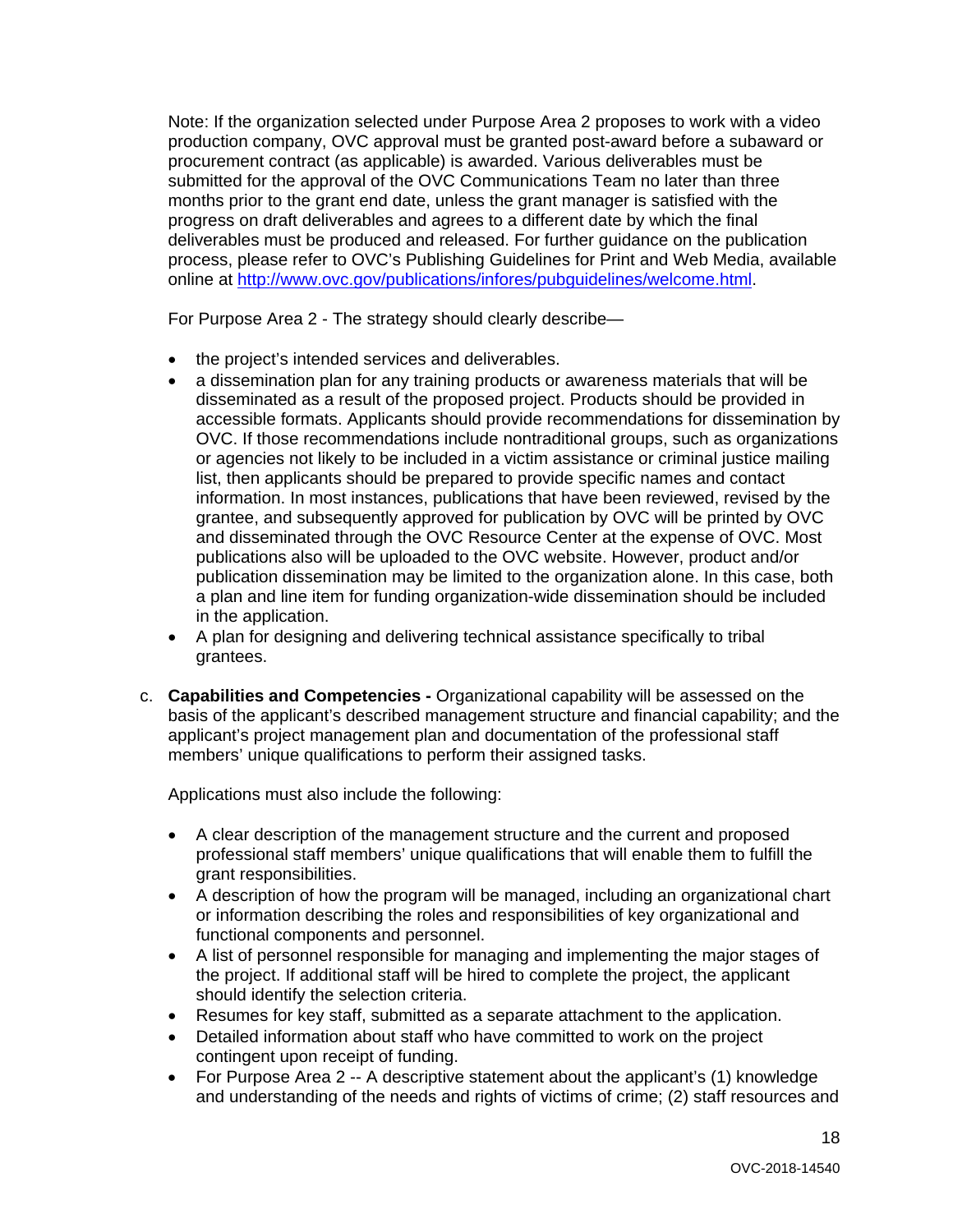Note: If the organization selected under Purpose Area 2 proposes to work with a video production company, OVC approval must be granted post-award before a subaward or procurement contract (as applicable) is awarded. Various deliverables must be submitted for the approval of the OVC Communications Team no later than three months prior to the grant end date, unless the grant manager is satisfied with the progress on draft deliverables and agrees to a different date by which the final deliverables must be produced and released. For further guidance on the publication process, please refer to OVC's Publishing Guidelines for Print and Web Media, available online at [http://www.ovc.gov/publications/infores/pubguidelines/welcome.html](http://www.ovc.gov/publications/infores/pubguidelines/welcome.html).

For Purpose Area 2 - The strategy should clearly describe—

- the project's intended services and deliverables.
- a dissemination plan for any training products or awareness materials that will be disseminated as a result of the proposed project. Products should be provided in accessible formats. Applicants should provide recommendations for dissemination by OVC. If those recommendations include nontraditional groups, such as organizations or agencies not likely to be included in a victim assistance or criminal justice mailing list, then applicants should be prepared to provide specific names and contact information. In most instances, publications that have been reviewed, revised by the grantee, and subsequently approved for publication by OVC will be printed by OVC and disseminated through the OVC Resource Center at the expense of OVC. Most publications also will be uploaded to the OVC website. However, product and/or publication dissemination may be limited to the organization alone. In this case, both a plan and line item for funding organization-wide dissemination should be included in the application.
- A plan for designing and delivering technical assistance specifically to tribal grantees.

c. **Capabilities and Competencies -** Organizational capability will be assessed on the basis of the applicant's described management structure and financial capability; and the applicant's project management plan and documentation of the professional staff members' unique qualifications to perform their assigned tasks.

   Applications must also include the following:

   - A clear description of the management structure and the current and proposed professional staff members' unique qualifications that will enable them to fulfill the grant responsibilities.
   - A description of how the program will be managed, including an organizational chart or information describing the roles and responsibilities of key organizational and functional components and personnel.
   - A list of personnel responsible for managing and implementing the major stages of the project. If additional staff will be hired to complete the project, the applicant should identify the selection criteria.
   - Resumes for key staff, submitted as a separate attachment to the application.
   - Detailed information about staff who have committed to work on the project contingent upon receipt of funding.
   - For Purpose Area 2 -- A descriptive statement about the applicant's (1) knowledge and understanding of the needs and rights of victims of crime; (2) staff resources and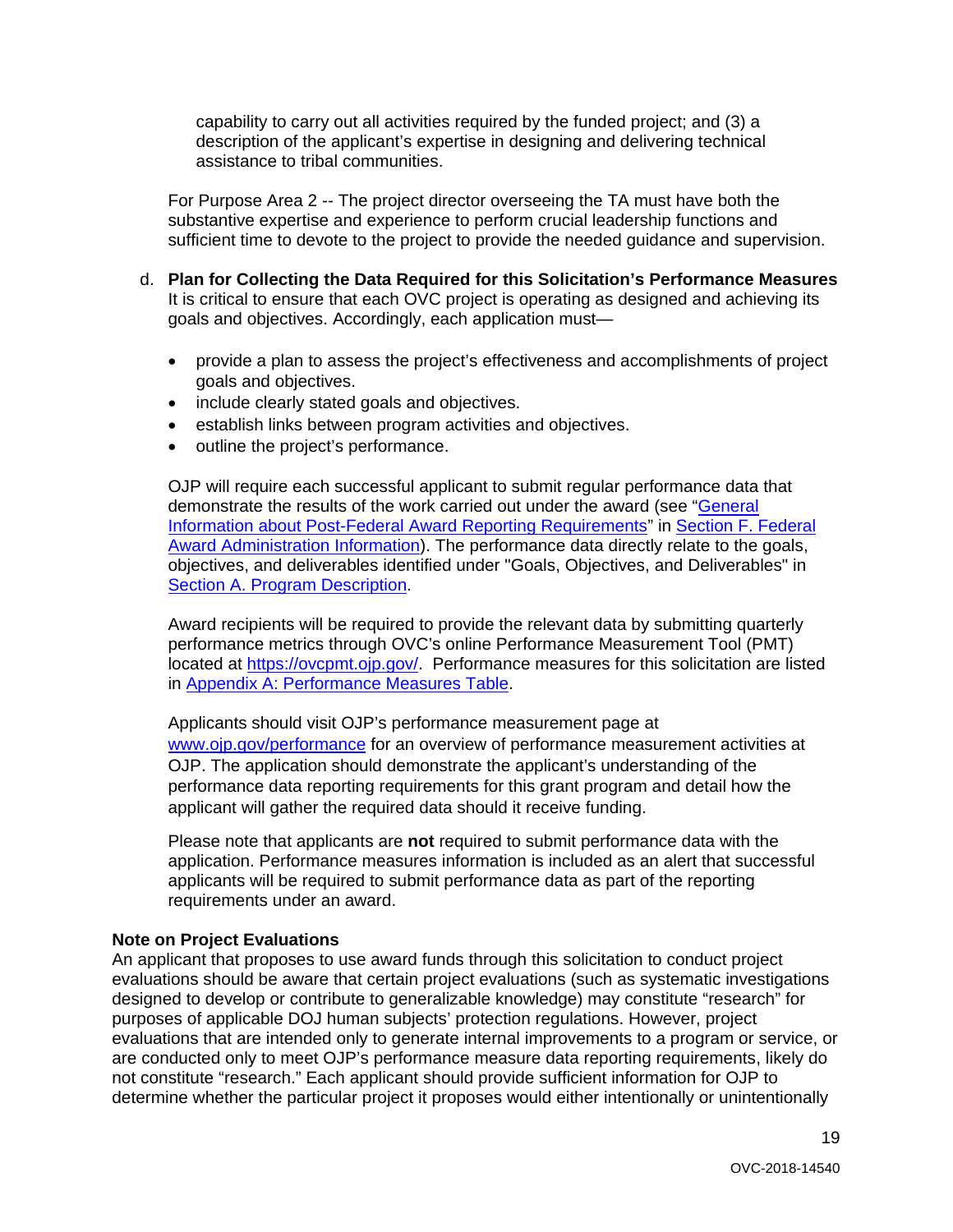capability to carry out all activities required by the funded project; and (3) a description of the applicant's expertise in designing and delivering technical assistance to tribal communities.

For Purpose Area 2 -- The project director overseeing the TA must have both the substantive expertise and experience to perform crucial leadership functions and sufficient time to devote to the project to provide the needed guidance and supervision.

d. **Plan for Collecting the Data Required for this Solicitation's Performance Measures**
It is critical to ensure that each OVC project is operating as designed and achieving its goals and objectives. Accordingly, each application must—

- provide a plan to assess the project's effectiveness and accomplishments of project goals and objectives.
- include clearly stated goals and objectives.
- establish links between program activities and objectives.
- outline the project's performance.

OJP will require each successful applicant to submit regular performance data that demonstrate the results of the work carried out under the award (see "General Information about Post-Federal Award Reporting Requirements" in Section F. Federal Award Administration Information). The performance data directly relate to the goals, objectives, and deliverables identified under "Goals, Objectives, and Deliverables" in Section A. Program Description.

Award recipients will be required to provide the relevant data by submitting quarterly performance metrics through OVC's online Performance Measurement Tool (PMT) located at https://ovcpmt.ojp.gov/. Performance measures for this solicitation are listed in Appendix A: Performance Measures Table.

Applicants should visit OJP's performance measurement page at www.ojp.gov/performance for an overview of performance measurement activities at OJP. The application should demonstrate the applicant's understanding of the performance data reporting requirements for this grant program and detail how the applicant will gather the required data should it receive funding.

Please note that applicants are **not** required to submit performance data with the application. Performance measures information is included as an alert that successful applicants will be required to submit performance data as part of the reporting requirements under an award.

**Note on Project Evaluations**
An applicant that proposes to use award funds through this solicitation to conduct project evaluations should be aware that certain project evaluations (such as systematic investigations designed to develop or contribute to generalizable knowledge) may constitute "research" for purposes of applicable DOJ human subjects' protection regulations. However, project evaluations that are intended only to generate internal improvements to a program or service, or are conducted only to meet OJP's performance measure data reporting requirements, likely do not constitute "research." Each applicant should provide sufficient information for OJP to determine whether the particular project it proposes would either intentionally or unintentionally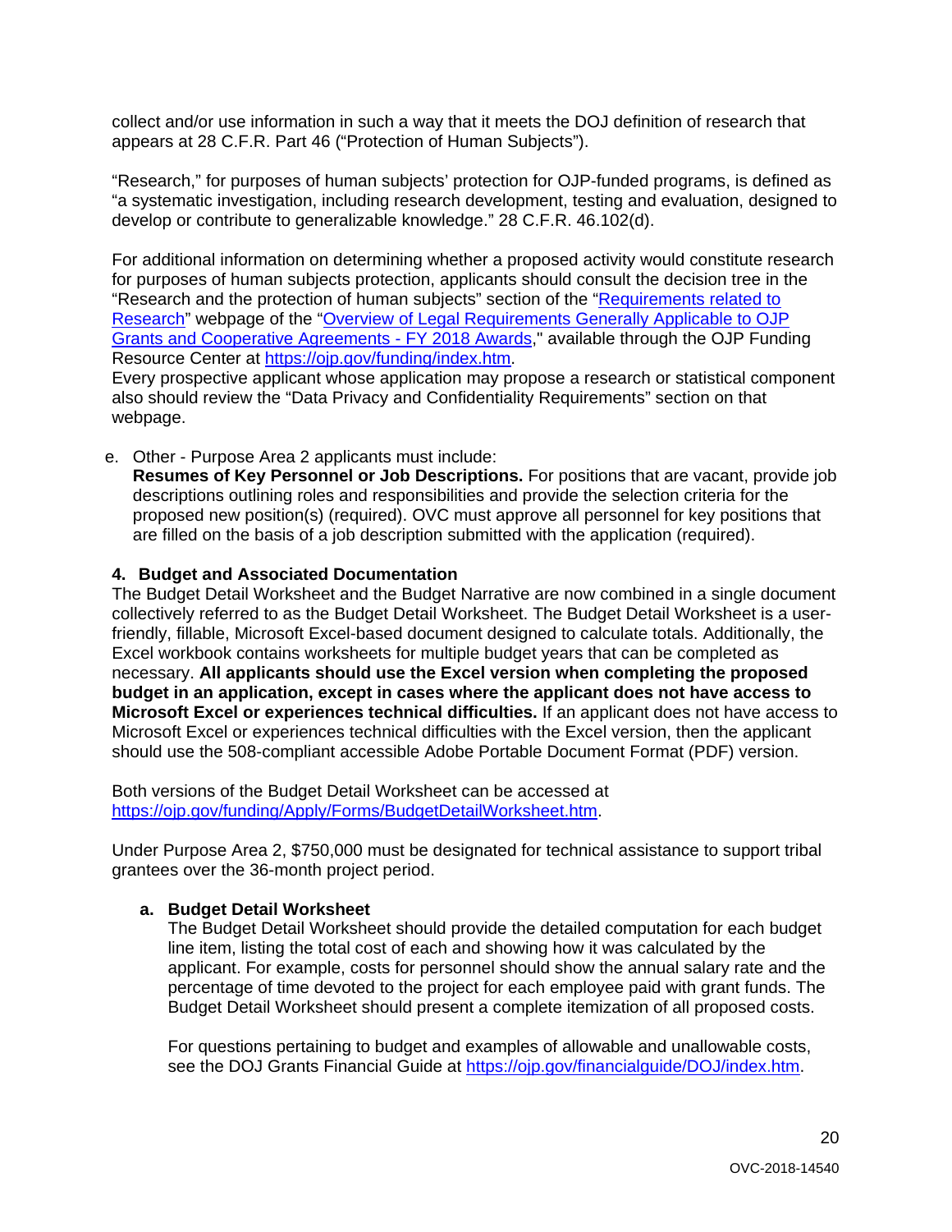collect and/or use information in such a way that it meets the DOJ definition of research that appears at 28 C.F.R. Part 46 ("Protection of Human Subjects").

"Research," for purposes of human subjects' protection for OJP-funded programs, is defined as "a systematic investigation, including research development, testing and evaluation, designed to develop or contribute to generalizable knowledge." 28 C.F.R. 46.102(d).

For additional information on determining whether a proposed activity would constitute research for purposes of human subjects protection, applicants should consult the decision tree in the "Research and the protection of human subjects" section of the "Requirements related to Research" webpage of the "Overview of Legal Requirements Generally Applicable to OJP Grants and Cooperative Agreements - FY 2018 Awards," available through the OJP Funding Resource Center at https://ojp.gov/funding/index.htm.
Every prospective applicant whose application may propose a research or statistical component also should review the "Data Privacy and Confidentiality Requirements" section on that webpage.

e. Other - Purpose Area 2 applicants must include:
   **Resumes of Key Personnel or Job Descriptions.** For positions that are vacant, provide job descriptions outlining roles and responsibilities and provide the selection criteria for the proposed new position(s) (required). OVC must approve all personnel for key positions that are filled on the basis of a job description submitted with the application (required).

**4. Budget and Associated Documentation**

The Budget Detail Worksheet and the Budget Narrative are now combined in a single document collectively referred to as the Budget Detail Worksheet. The Budget Detail Worksheet is a user-friendly, fillable, Microsoft Excel-based document designed to calculate totals. Additionally, the Excel workbook contains worksheets for multiple budget years that can be completed as necessary. **All applicants should use the Excel version when completing the proposed budget in an application, except in cases where the applicant does not have access to Microsoft Excel or experiences technical difficulties.** If an applicant does not have access to Microsoft Excel or experiences technical difficulties with the Excel version, then the applicant should use the 508-compliant accessible Adobe Portable Document Format (PDF) version.

Both versions of the Budget Detail Worksheet can be accessed at https://ojp.gov/funding/Apply/Forms/BudgetDetailWorksheet.htm.

Under Purpose Area 2, $750,000 must be designated for technical assistance to support tribal grantees over the 36-month project period.

**a. Budget Detail Worksheet**

The Budget Detail Worksheet should provide the detailed computation for each budget line item, listing the total cost of each and showing how it was calculated by the applicant. For example, costs for personnel should show the annual salary rate and the percentage of time devoted to the project for each employee paid with grant funds. The Budget Detail Worksheet should present a complete itemization of all proposed costs.

For questions pertaining to budget and examples of allowable and unallowable costs, see the DOJ Grants Financial Guide at https://ojp.gov/financialguide/DOJ/index.htm.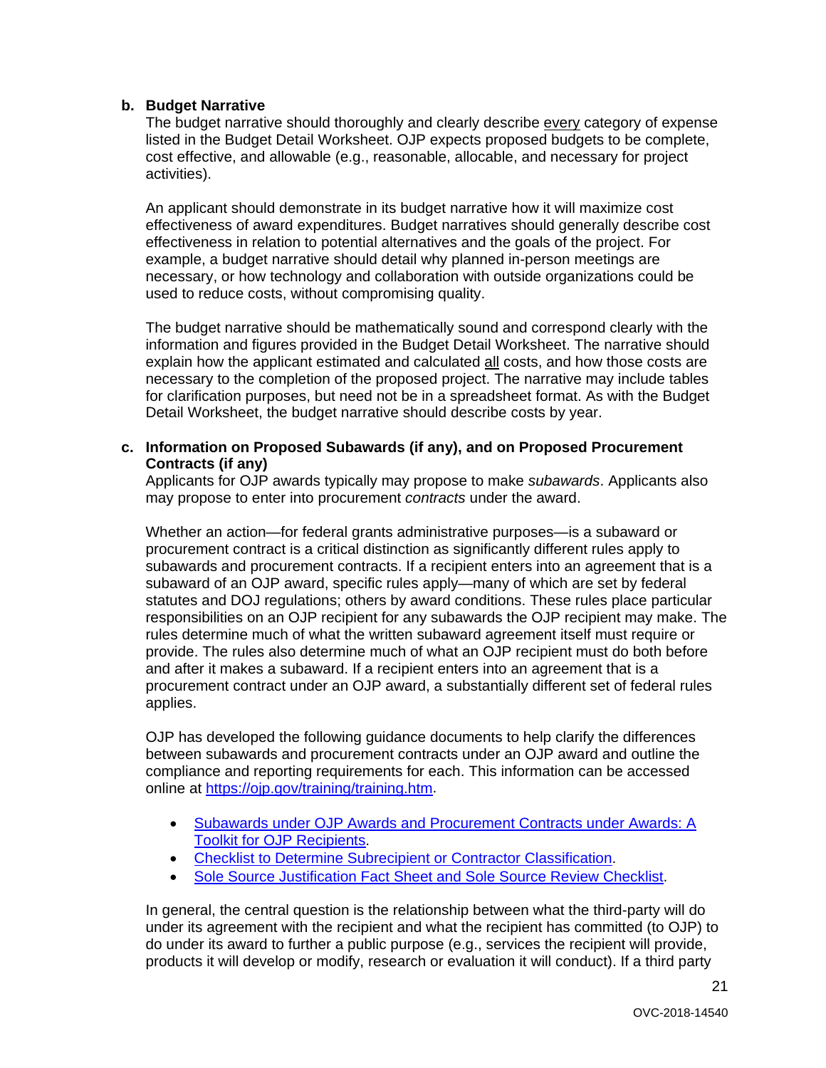**b. Budget Narrative**

The budget narrative should thoroughly and clearly describe every category of expense listed in the Budget Detail Worksheet. OJP expects proposed budgets to be complete, cost effective, and allowable (e.g., reasonable, allocable, and necessary for project activities).

An applicant should demonstrate in its budget narrative how it will maximize cost effectiveness of award expenditures. Budget narratives should generally describe cost effectiveness in relation to potential alternatives and the goals of the project. For example, a budget narrative should detail why planned in-person meetings are necessary, or how technology and collaboration with outside organizations could be used to reduce costs, without compromising quality.

The budget narrative should be mathematically sound and correspond clearly with the information and figures provided in the Budget Detail Worksheet. The narrative should explain how the applicant estimated and calculated all costs, and how those costs are necessary to the completion of the proposed project. The narrative may include tables for clarification purposes, but need not be in a spreadsheet format. As with the Budget Detail Worksheet, the budget narrative should describe costs by year.

**c. Information on Proposed Subawards (if any), and on Proposed Procurement Contracts (if any)**

Applicants for OJP awards typically may propose to make *subawards*. Applicants also may propose to enter into procurement *contracts* under the award.

Whether an action—for federal grants administrative purposes—is a subaward or procurement contract is a critical distinction as significantly different rules apply to subawards and procurement contracts. If a recipient enters into an agreement that is a subaward of an OJP award, specific rules apply—many of which are set by federal statutes and DOJ regulations; others by award conditions. These rules place particular responsibilities on an OJP recipient for any subawards the OJP recipient may make. The rules determine much of what the written subaward agreement itself must require or provide. The rules also determine much of what an OJP recipient must do both before and after it makes a subaward. If a recipient enters into an agreement that is a procurement contract under an OJP award, a substantially different set of federal rules applies.

OJP has developed the following guidance documents to help clarify the differences between subawards and procurement contracts under an OJP award and outline the compliance and reporting requirements for each. This information can be accessed online at https://ojp.gov/training/training.htm.

- Subawards under OJP Awards and Procurement Contracts under Awards: A Toolkit for OJP Recipients.
- Checklist to Determine Subrecipient or Contractor Classification.
- Sole Source Justification Fact Sheet and Sole Source Review Checklist.

In general, the central question is the relationship between what the third-party will do under its agreement with the recipient and what the recipient has committed (to OJP) to do under its award to further a public purpose (e.g., services the recipient will provide, products it will develop or modify, research or evaluation it will conduct). If a third party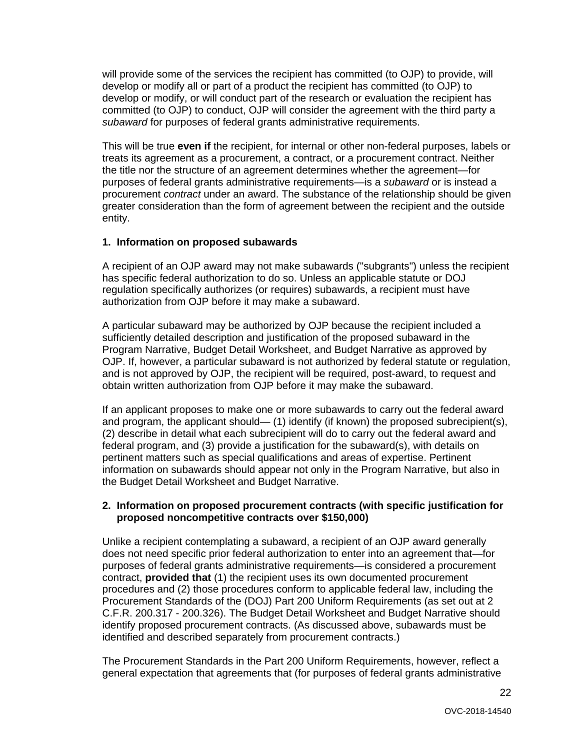will provide some of the services the recipient has committed (to OJP) to provide, will develop or modify all or part of a product the recipient has committed (to OJP) to develop or modify, or will conduct part of the research or evaluation the recipient has committed (to OJP) to conduct, OJP will consider the agreement with the third party a *subaward* for purposes of federal grants administrative requirements.

This will be true **even if** the recipient, for internal or other non-federal purposes, labels or treats its agreement as a procurement, a contract, or a procurement contract. Neither the title nor the structure of an agreement determines whether the agreement—for purposes of federal grants administrative requirements—is a *subaward* or is instead a procurement *contract* under an award. The substance of the relationship should be given greater consideration than the form of agreement between the recipient and the outside entity.

**1. Information on proposed subawards**

A recipient of an OJP award may not make subawards ("subgrants") unless the recipient has specific federal authorization to do so. Unless an applicable statute or DOJ regulation specifically authorizes (or requires) subawards, a recipient must have authorization from OJP before it may make a subaward.

A particular subaward may be authorized by OJP because the recipient included a sufficiently detailed description and justification of the proposed subaward in the Program Narrative, Budget Detail Worksheet, and Budget Narrative as approved by OJP. If, however, a particular subaward is not authorized by federal statute or regulation, and is not approved by OJP, the recipient will be required, post-award, to request and obtain written authorization from OJP before it may make the subaward.

If an applicant proposes to make one or more subawards to carry out the federal award and program, the applicant should— (1) identify (if known) the proposed subrecipient(s), (2) describe in detail what each subrecipient will do to carry out the federal award and federal program, and (3) provide a justification for the subaward(s), with details on pertinent matters such as special qualifications and areas of expertise. Pertinent information on subawards should appear not only in the Program Narrative, but also in the Budget Detail Worksheet and Budget Narrative.

**2. Information on proposed procurement contracts (with specific justification for proposed noncompetitive contracts over $150,000)**

Unlike a recipient contemplating a subaward, a recipient of an OJP award generally does not need specific prior federal authorization to enter into an agreement that—for purposes of federal grants administrative requirements—is considered a procurement contract, **provided that** (1) the recipient uses its own documented procurement procedures and (2) those procedures conform to applicable federal law, including the Procurement Standards of the (DOJ) Part 200 Uniform Requirements (as set out at 2 C.F.R. 200.317 - 200.326). The Budget Detail Worksheet and Budget Narrative should identify proposed procurement contracts. (As discussed above, subawards must be identified and described separately from procurement contracts.)

The Procurement Standards in the Part 200 Uniform Requirements, however, reflect a general expectation that agreements that (for purposes of federal grants administrative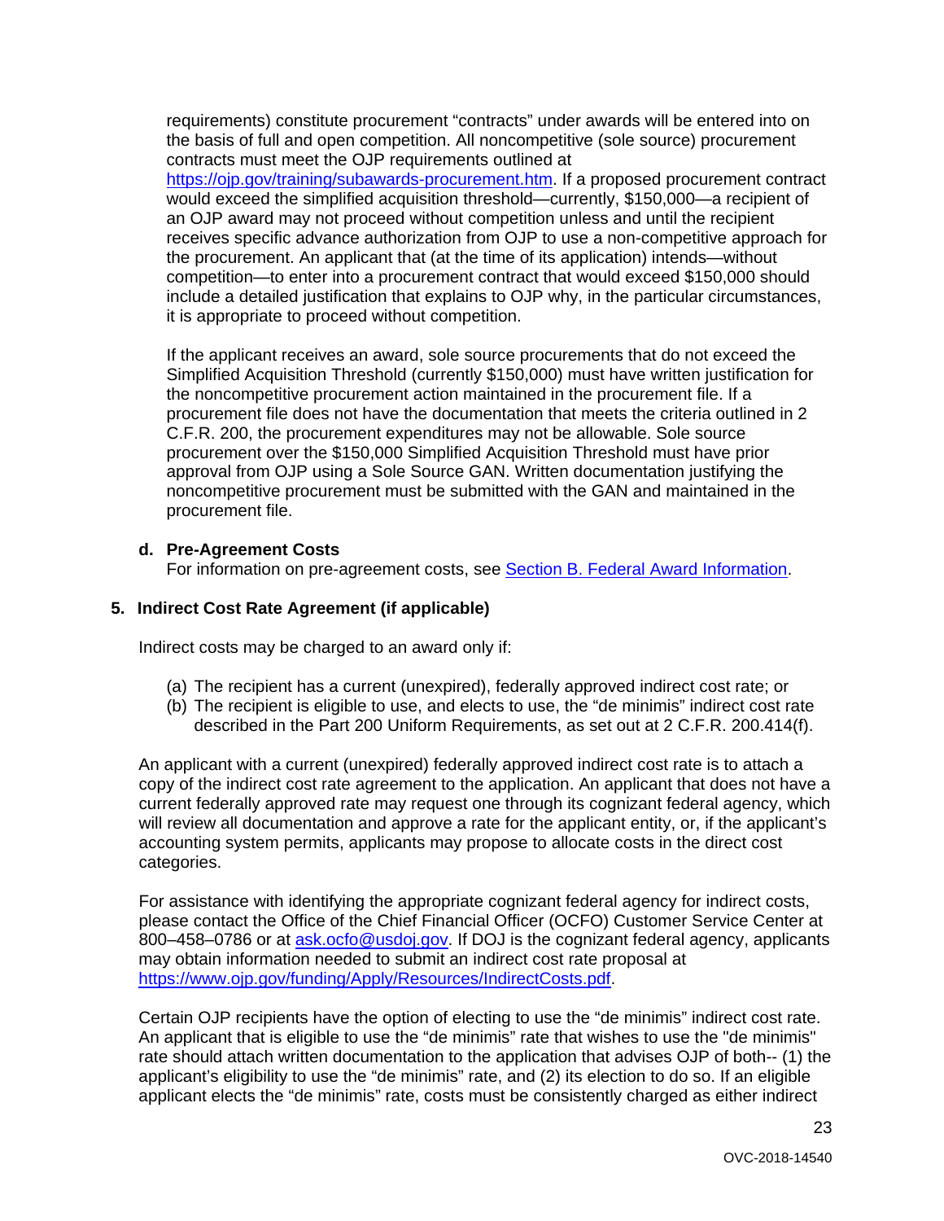requirements) constitute procurement "contracts" under awards will be entered into on the basis of full and open competition. All noncompetitive (sole source) procurement contracts must meet the OJP requirements outlined at https://ojp.gov/training/subawards-procurement.htm. If a proposed procurement contract would exceed the simplified acquisition threshold—currently, $150,000—a recipient of an OJP award may not proceed without competition unless and until the recipient receives specific advance authorization from OJP to use a non-competitive approach for the procurement. An applicant that (at the time of its application) intends—without competition—to enter into a procurement contract that would exceed $150,000 should include a detailed justification that explains to OJP why, in the particular circumstances, it is appropriate to proceed without competition.

If the applicant receives an award, sole source procurements that do not exceed the Simplified Acquisition Threshold (currently $150,000) must have written justification for the noncompetitive procurement action maintained in the procurement file. If a procurement file does not have the documentation that meets the criteria outlined in 2 C.F.R. 200, the procurement expenditures may not be allowable. Sole source procurement over the $150,000 Simplified Acquisition Threshold must have prior approval from OJP using a Sole Source GAN. Written documentation justifying the noncompetitive procurement must be submitted with the GAN and maintained in the procurement file.

**d. Pre-Agreement Costs**

For information on pre-agreement costs, see Section B. Federal Award Information.

**5. Indirect Cost Rate Agreement (if applicable)**

Indirect costs may be charged to an award only if:

(a) The recipient has a current (unexpired), federally approved indirect cost rate; or
(b) The recipient is eligible to use, and elects to use, the "de minimis" indirect cost rate described in the Part 200 Uniform Requirements, as set out at 2 C.F.R. 200.414(f).

An applicant with a current (unexpired) federally approved indirect cost rate is to attach a copy of the indirect cost rate agreement to the application. An applicant that does not have a current federally approved rate may request one through its cognizant federal agency, which will review all documentation and approve a rate for the applicant entity, or, if the applicant's accounting system permits, applicants may propose to allocate costs in the direct cost categories.

For assistance with identifying the appropriate cognizant federal agency for indirect costs, please contact the Office of the Chief Financial Officer (OCFO) Customer Service Center at 800–458–0786 or at ask.ocfo@usdoj.gov. If DOJ is the cognizant federal agency, applicants may obtain information needed to submit an indirect cost rate proposal at https://www.ojp.gov/funding/Apply/Resources/IndirectCosts.pdf.

Certain OJP recipients have the option of electing to use the "de minimis" indirect cost rate. An applicant that is eligible to use the "de minimis" rate that wishes to use the "de minimis" rate should attach written documentation to the application that advises OJP of both-- (1) the applicant's eligibility to use the "de minimis" rate, and (2) its election to do so. If an eligible applicant elects the "de minimis" rate, costs must be consistently charged as either indirect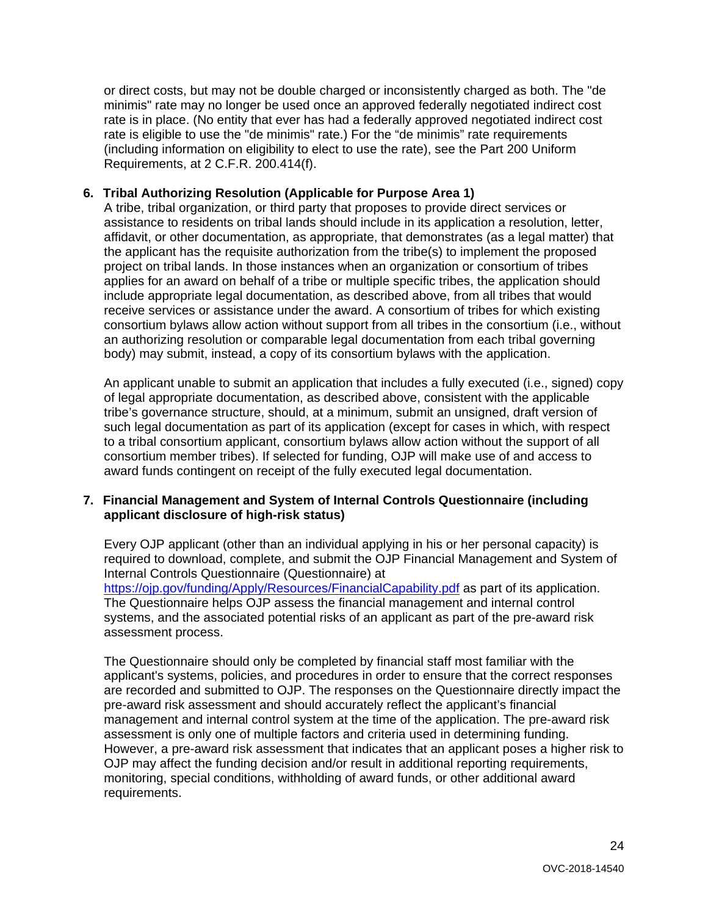or direct costs, but may not be double charged or inconsistently charged as both. The "de minimis" rate may no longer be used once an approved federally negotiated indirect cost rate is in place. (No entity that ever has had a federally approved negotiated indirect cost rate is eligible to use the "de minimis" rate.) For the "de minimis" rate requirements (including information on eligibility to elect to use the rate), see the Part 200 Uniform Requirements, at 2 C.F.R. 200.414(f).

**6. Tribal Authorizing Resolution (Applicable for Purpose Area 1)**

A tribe, tribal organization, or third party that proposes to provide direct services or assistance to residents on tribal lands should include in its application a resolution, letter, affidavit, or other documentation, as appropriate, that demonstrates (as a legal matter) that the applicant has the requisite authorization from the tribe(s) to implement the proposed project on tribal lands. In those instances when an organization or consortium of tribes applies for an award on behalf of a tribe or multiple specific tribes, the application should include appropriate legal documentation, as described above, from all tribes that would receive services or assistance under the award. A consortium of tribes for which existing consortium bylaws allow action without support from all tribes in the consortium (i.e., without an authorizing resolution or comparable legal documentation from each tribal governing body) may submit, instead, a copy of its consortium bylaws with the application.

An applicant unable to submit an application that includes a fully executed (i.e., signed) copy of legal appropriate documentation, as described above, consistent with the applicable tribe's governance structure, should, at a minimum, submit an unsigned, draft version of such legal documentation as part of its application (except for cases in which, with respect to a tribal consortium applicant, consortium bylaws allow action without the support of all consortium member tribes). If selected for funding, OJP will make use of and access to award funds contingent on receipt of the fully executed legal documentation.

**7. Financial Management and System of Internal Controls Questionnaire (including applicant disclosure of high-risk status)**

Every OJP applicant (other than an individual applying in his or her personal capacity) is required to download, complete, and submit the OJP Financial Management and System of Internal Controls Questionnaire (Questionnaire) at https://ojp.gov/funding/Apply/Resources/FinancialCapability.pdf as part of its application. The Questionnaire helps OJP assess the financial management and internal control systems, and the associated potential risks of an applicant as part of the pre-award risk assessment process.

The Questionnaire should only be completed by financial staff most familiar with the applicant's systems, policies, and procedures in order to ensure that the correct responses are recorded and submitted to OJP. The responses on the Questionnaire directly impact the pre-award risk assessment and should accurately reflect the applicant's financial management and internal control system at the time of the application. The pre-award risk assessment is only one of multiple factors and criteria used in determining funding. However, a pre-award risk assessment that indicates that an applicant poses a higher risk to OJP may affect the funding decision and/or result in additional reporting requirements, monitoring, special conditions, withholding of award funds, or other additional award requirements.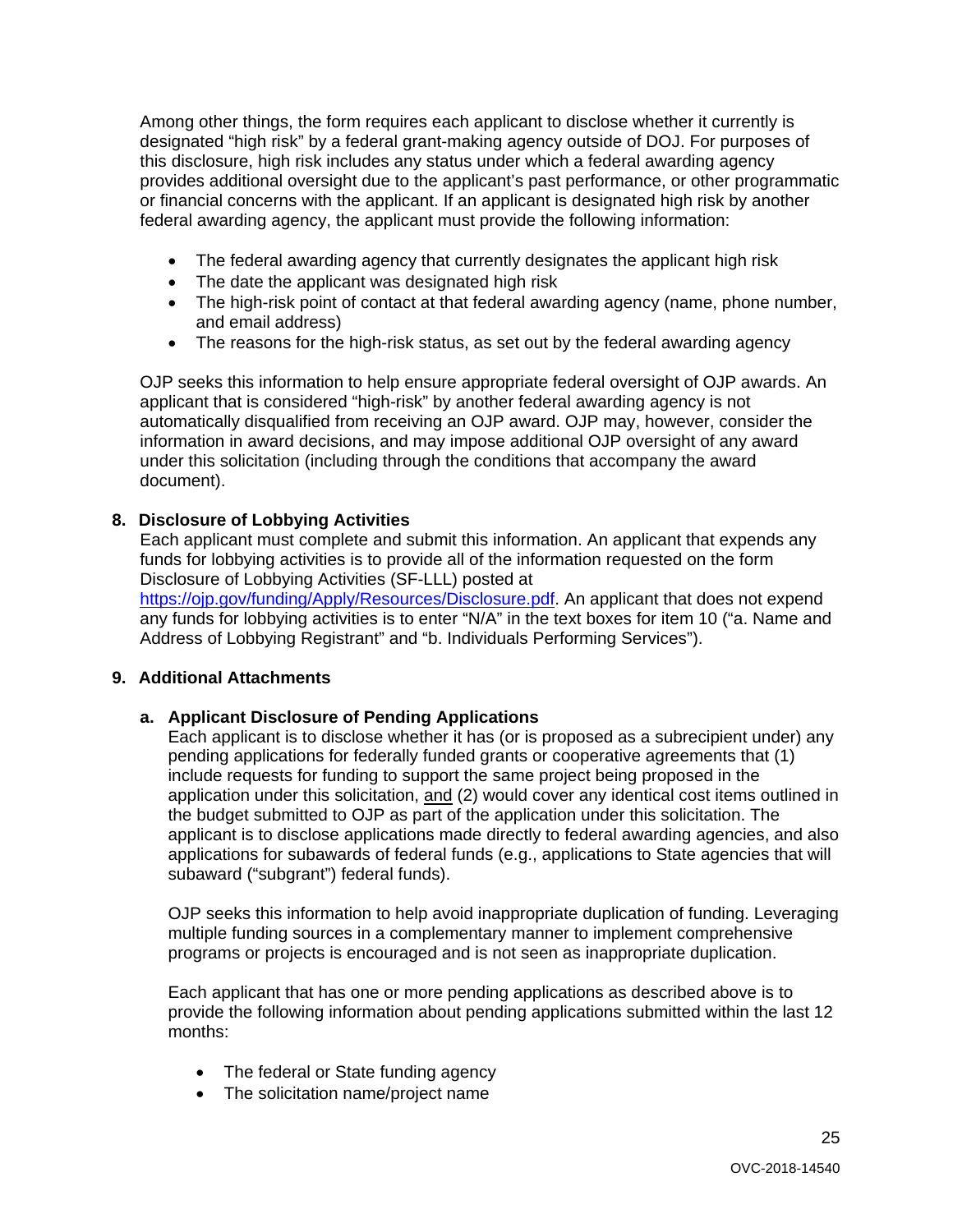Among other things, the form requires each applicant to disclose whether it currently is designated "high risk" by a federal grant-making agency outside of DOJ. For purposes of this disclosure, high risk includes any status under which a federal awarding agency provides additional oversight due to the applicant's past performance, or other programmatic or financial concerns with the applicant. If an applicant is designated high risk by another federal awarding agency, the applicant must provide the following information:

- The federal awarding agency that currently designates the applicant high risk
- The date the applicant was designated high risk
- The high-risk point of contact at that federal awarding agency (name, phone number, and email address)
- The reasons for the high-risk status, as set out by the federal awarding agency

OJP seeks this information to help ensure appropriate federal oversight of OJP awards. An applicant that is considered "high-risk" by another federal awarding agency is not automatically disqualified from receiving an OJP award. OJP may, however, consider the information in award decisions, and may impose additional OJP oversight of any award under this solicitation (including through the conditions that accompany the award document).

**8. Disclosure of Lobbying Activities**

Each applicant must complete and submit this information. An applicant that expends any funds for lobbying activities is to provide all of the information requested on the form Disclosure of Lobbying Activities (SF-LLL) posted at [https://ojp.gov/funding/Apply/Resources/Disclosure.pdf](https://ojp.gov/funding/Apply/Resources/Disclosure.pdf). An applicant that does not expend any funds for lobbying activities is to enter "N/A" in the text boxes for item 10 ("a. Name and Address of Lobbying Registrant" and "b. Individuals Performing Services").

**9. Additional Attachments**

**a. Applicant Disclosure of Pending Applications**

Each applicant is to disclose whether it has (or is proposed as a subrecipient under) any pending applications for federally funded grants or cooperative agreements that (1) include requests for funding to support the same project being proposed in the application under this solicitation, <u>and</u> (2) would cover any identical cost items outlined in the budget submitted to OJP as part of the application under this solicitation. The applicant is to disclose applications made directly to federal awarding agencies, and also applications for subawards of federal funds (e.g., applications to State agencies that will subaward ("subgrant") federal funds).

OJP seeks this information to help avoid inappropriate duplication of funding. Leveraging multiple funding sources in a complementary manner to implement comprehensive programs or projects is encouraged and is not seen as inappropriate duplication.

Each applicant that has one or more pending applications as described above is to provide the following information about pending applications submitted within the last 12 months:

- The federal or State funding agency
- The solicitation name/project name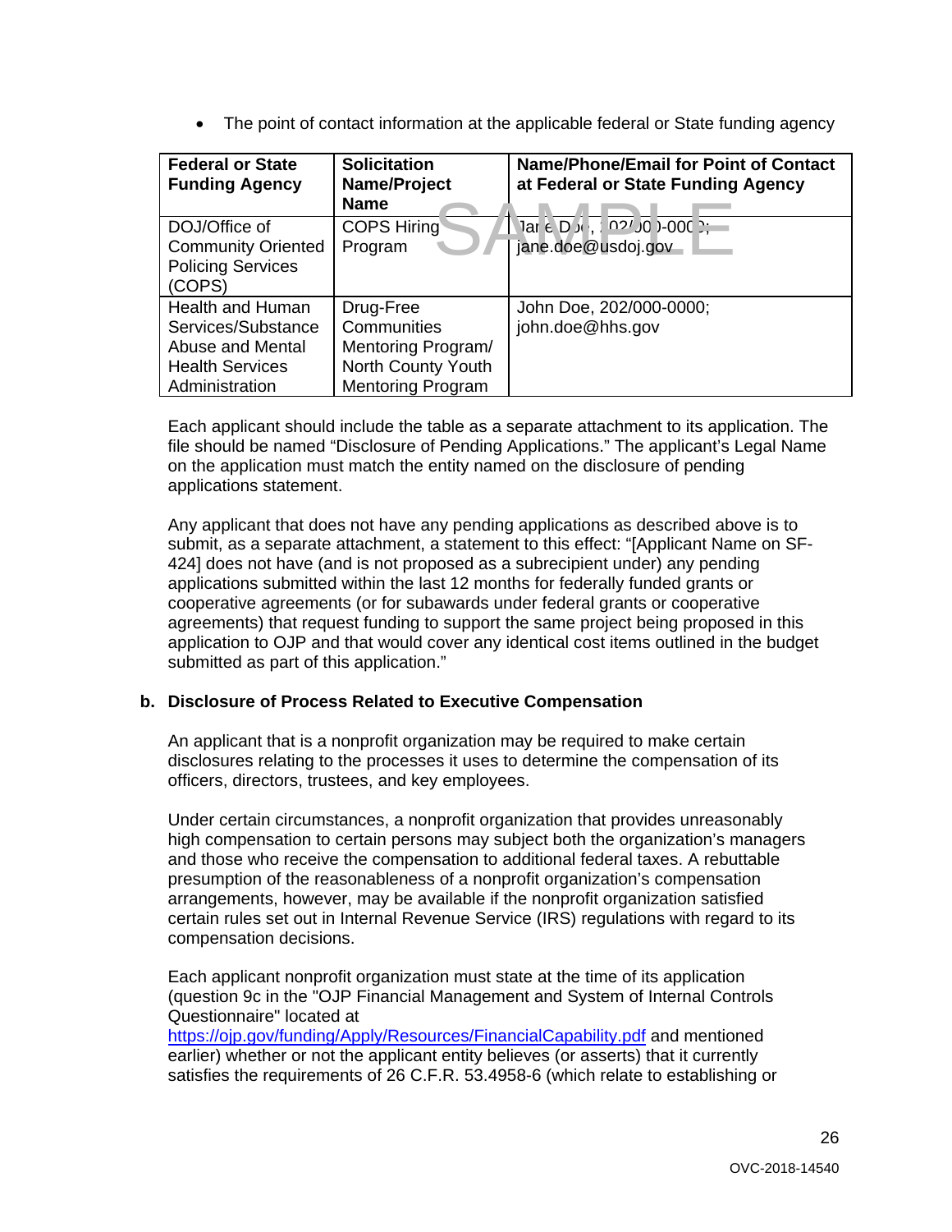- The point of contact information at the applicable federal or State funding agency

| Federal or State Funding Agency | Solicitation Name/Project Name | Name/Phone/Email for Point of Contact at Federal or State Funding Agency |
|---|---|---|
| DOJ/Office of Community Oriented Policing Services (COPS) | COPS Hiring Program | Jane Doe, 202/000-0000; jane.doe@usdoj.gov |
| Health and Human Services/Substance Abuse and Mental Health Services Administration | Drug-Free Communities Mentoring Program/ North County Youth Mentoring Program | John Doe, 202/000-0000; john.doe@hhs.gov |

Each applicant should include the table as a separate attachment to its application. The file should be named "Disclosure of Pending Applications." The applicant's Legal Name on the application must match the entity named on the disclosure of pending applications statement.

Any applicant that does not have any pending applications as described above is to submit, as a separate attachment, a statement to this effect: "[Applicant Name on SF-424] does not have (and is not proposed as a subrecipient under) any pending applications submitted within the last 12 months for federally funded grants or cooperative agreements (or for subawards under federal grants or cooperative agreements) that request funding to support the same project being proposed in this application to OJP and that would cover any identical cost items outlined in the budget submitted as part of this application."

**b. Disclosure of Process Related to Executive Compensation**

An applicant that is a nonprofit organization may be required to make certain disclosures relating to the processes it uses to determine the compensation of its officers, directors, trustees, and key employees.

Under certain circumstances, a nonprofit organization that provides unreasonably high compensation to certain persons may subject both the organization's managers and those who receive the compensation to additional federal taxes. A rebuttable presumption of the reasonableness of a nonprofit organization's compensation arrangements, however, may be available if the nonprofit organization satisfied certain rules set out in Internal Revenue Service (IRS) regulations with regard to its compensation decisions.

Each applicant nonprofit organization must state at the time of its application (question 9c in the "OJP Financial Management and System of Internal Controls Questionnaire" located at https://ojp.gov/funding/Apply/Resources/FinancialCapability.pdf and mentioned earlier) whether or not the applicant entity believes (or asserts) that it currently satisfies the requirements of 26 C.F.R. 53.4958-6 (which relate to establishing or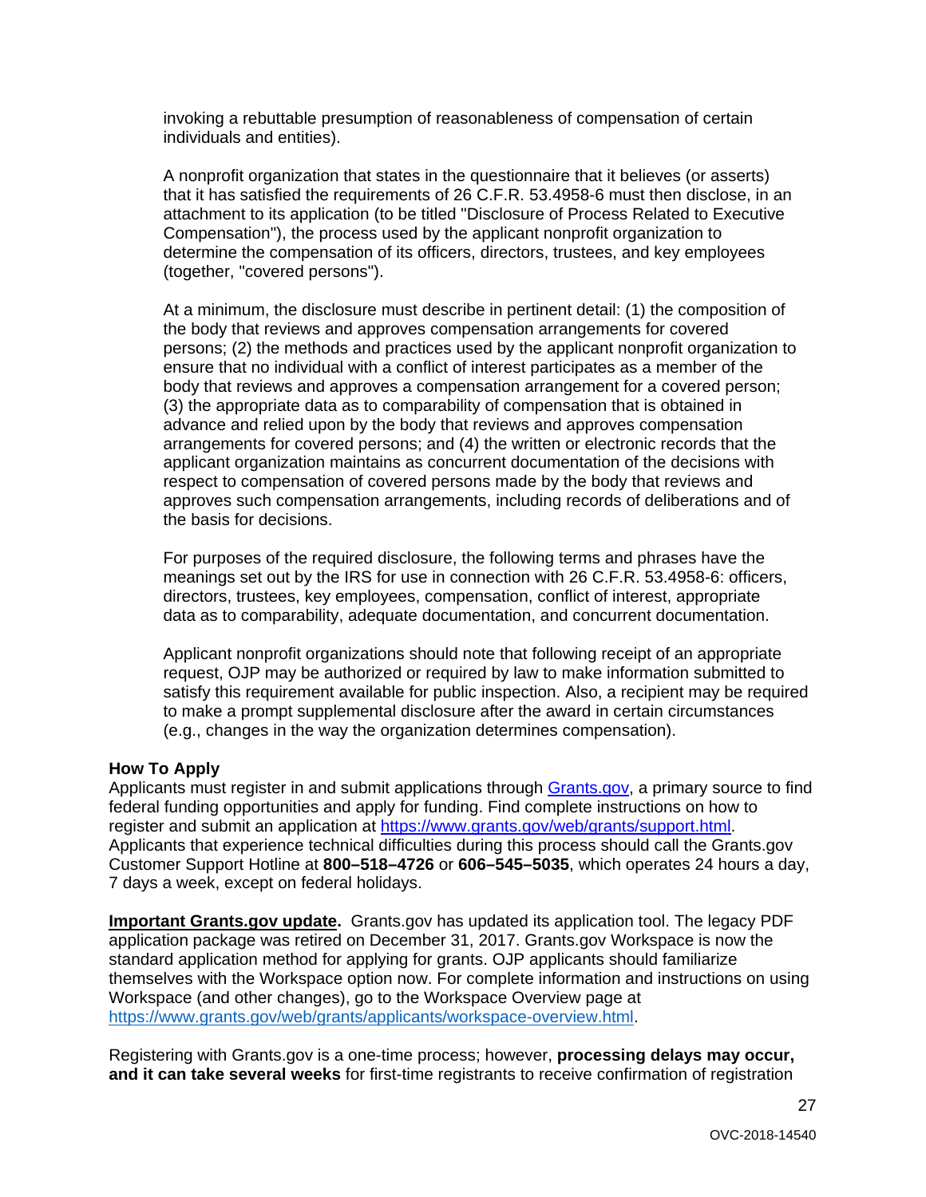invoking a rebuttable presumption of reasonableness of compensation of certain individuals and entities).

A nonprofit organization that states in the questionnaire that it believes (or asserts) that it has satisfied the requirements of 26 C.F.R. 53.4958-6 must then disclose, in an attachment to its application (to be titled "Disclosure of Process Related to Executive Compensation"), the process used by the applicant nonprofit organization to determine the compensation of its officers, directors, trustees, and key employees (together, "covered persons").

At a minimum, the disclosure must describe in pertinent detail: (1) the composition of the body that reviews and approves compensation arrangements for covered persons; (2) the methods and practices used by the applicant nonprofit organization to ensure that no individual with a conflict of interest participates as a member of the body that reviews and approves a compensation arrangement for a covered person; (3) the appropriate data as to comparability of compensation that is obtained in advance and relied upon by the body that reviews and approves compensation arrangements for covered persons; and (4) the written or electronic records that the applicant organization maintains as concurrent documentation of the decisions with respect to compensation of covered persons made by the body that reviews and approves such compensation arrangements, including records of deliberations and of the basis for decisions.

For purposes of the required disclosure, the following terms and phrases have the meanings set out by the IRS for use in connection with 26 C.F.R. 53.4958-6: officers, directors, trustees, key employees, compensation, conflict of interest, appropriate data as to comparability, adequate documentation, and concurrent documentation.

Applicant nonprofit organizations should note that following receipt of an appropriate request, OJP may be authorized or required by law to make information submitted to satisfy this requirement available for public inspection. Also, a recipient may be required to make a prompt supplemental disclosure after the award in certain circumstances (e.g., changes in the way the organization determines compensation).

**How To Apply**

Applicants must register in and submit applications through [Grants.gov](https://www.grants.gov), a primary source to find federal funding opportunities and apply for funding. Find complete instructions on how to register and submit an application at https://www.grants.gov/web/grants/support.html. Applicants that experience technical difficulties during this process should call the Grants.gov Customer Support Hotline at **800–518–4726** or **606–545–5035**, which operates 24 hours a day, 7 days a week, except on federal holidays.

**Important Grants.gov update.** Grants.gov has updated its application tool. The legacy PDF application package was retired on December 31, 2017. Grants.gov Workspace is now the standard application method for applying for grants. OJP applicants should familiarize themselves with the Workspace option now. For complete information and instructions on using Workspace (and other changes), go to the Workspace Overview page at https://www.grants.gov/web/grants/applicants/workspace-overview.html.

Registering with Grants.gov is a one-time process; however, **processing delays may occur, and it can take several weeks** for first-time registrants to receive confirmation of registration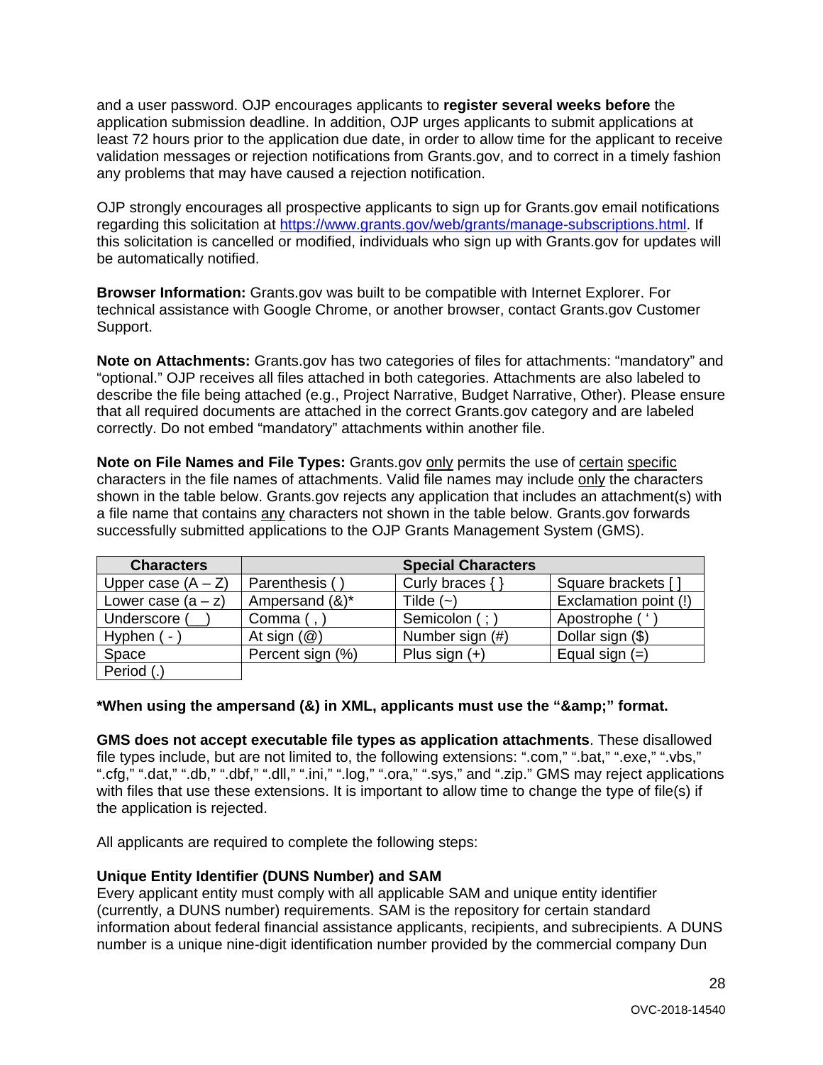and a user password. OJP encourages applicants to **register several weeks before** the application submission deadline. In addition, OJP urges applicants to submit applications at least 72 hours prior to the application due date, in order to allow time for the applicant to receive validation messages or rejection notifications from Grants.gov, and to correct in a timely fashion any problems that may have caused a rejection notification.

OJP strongly encourages all prospective applicants to sign up for Grants.gov email notifications regarding this solicitation at https://www.grants.gov/web/grants/manage-subscriptions.html. If this solicitation is cancelled or modified, individuals who sign up with Grants.gov for updates will be automatically notified.

**Browser Information:** Grants.gov was built to be compatible with Internet Explorer. For technical assistance with Google Chrome, or another browser, contact Grants.gov Customer Support.

**Note on Attachments:** Grants.gov has two categories of files for attachments: "mandatory" and "optional." OJP receives all files attached in both categories. Attachments are also labeled to describe the file being attached (e.g., Project Narrative, Budget Narrative, Other). Please ensure that all required documents are attached in the correct Grants.gov category and are labeled correctly. Do not embed "mandatory" attachments within another file.

**Note on File Names and File Types:** Grants.gov only permits the use of certain specific characters in the file names of attachments. Valid file names may include only the characters shown in the table below. Grants.gov rejects any application that includes an attachment(s) with a file name that contains any characters not shown in the table below. Grants.gov forwards successfully submitted applications to the OJP Grants Management System (GMS).

| Characters | Special Characters | | |
|---|---|---|---|
| Upper case (A – Z) | Parenthesis ( ) | Curly braces { } | Square brackets [ ] |
| Lower case (a – z) | Ampersand (&)* | Tilde (~) | Exclamation point (!) |
| Underscore (__) | Comma ( , ) | Semicolon ( ; ) | Apostrophe ( ' ) |
| Hyphen ( - ) | At sign (@) | Number sign (#) | Dollar sign ($) |
| Space | Percent sign (%) | Plus sign (+) | Equal sign (=) |
| Period (.) | | | |

**\*When using the ampersand (&) in XML, applicants must use the "&amp;" format.**

**GMS does not accept executable file types as application attachments**. These disallowed file types include, but are not limited to, the following extensions: ".com," ".bat," ".exe," ".vbs," ".cfg," ".dat," ".db," ".dbf," ".dll," ".ini," ".log," ".ora," ".sys," and ".zip." GMS may reject applications with files that use these extensions. It is important to allow time to change the type of file(s) if the application is rejected.

All applicants are required to complete the following steps:

**Unique Entity Identifier (DUNS Number) and SAM**

Every applicant entity must comply with all applicable SAM and unique entity identifier (currently, a DUNS number) requirements. SAM is the repository for certain standard information about federal financial assistance applicants, recipients, and subrecipients. A DUNS number is a unique nine-digit identification number provided by the commercial company Dun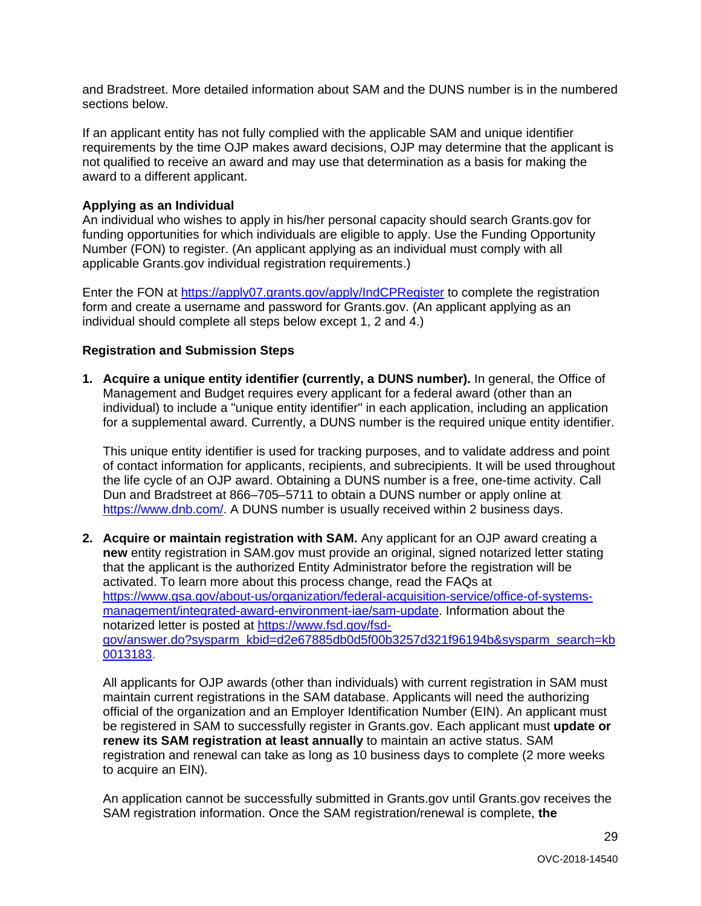and Bradstreet. More detailed information about SAM and the DUNS number is in the numbered sections below.

If an applicant entity has not fully complied with the applicable SAM and unique identifier requirements by the time OJP makes award decisions, OJP may determine that the applicant is not qualified to receive an award and may use that determination as a basis for making the award to a different applicant.

**Applying as an Individual**
An individual who wishes to apply in his/her personal capacity should search Grants.gov for funding opportunities for which individuals are eligible to apply. Use the Funding Opportunity Number (FON) to register. (An applicant applying as an individual must comply with all applicable Grants.gov individual registration requirements.)

Enter the FON at https://apply07.grants.gov/apply/IndCPRegister to complete the registration form and create a username and password for Grants.gov. (An applicant applying as an individual should complete all steps below except 1, 2 and 4.)

**Registration and Submission Steps**

1. **Acquire a unique entity identifier (currently, a DUNS number).** In general, the Office of Management and Budget requires every applicant for a federal award (other than an individual) to include a "unique entity identifier" in each application, including an application for a supplemental award. Currently, a DUNS number is the required unique entity identifier.

   This unique entity identifier is used for tracking purposes, and to validate address and point of contact information for applicants, recipients, and subrecipients. It will be used throughout the life cycle of an OJP award. Obtaining a DUNS number is a free, one-time activity. Call Dun and Bradstreet at 866–705–5711 to obtain a DUNS number or apply online at https://www.dnb.com/. A DUNS number is usually received within 2 business days.

2. **Acquire or maintain registration with SAM.** Any applicant for an OJP award creating a **new** entity registration in SAM.gov must provide an original, signed notarized letter stating that the applicant is the authorized Entity Administrator before the registration will be activated. To learn more about this process change, read the FAQs at https://www.gsa.gov/about-us/organization/federal-acquisition-service/office-of-systems-management/integrated-award-environment-iae/sam-update. Information about the notarized letter is posted at https://www.fsd.gov/fsd-gov/answer.do?sysparm_kbid=d2e67885db0d5f00b3257d321f96194b&sysparm_search=kb0013183.

   All applicants for OJP awards (other than individuals) with current registration in SAM must maintain current registrations in the SAM database. Applicants will need the authorizing official of the organization and an Employer Identification Number (EIN). An applicant must be registered in SAM to successfully register in Grants.gov. Each applicant must **update or renew its SAM registration at least annually** to maintain an active status. SAM registration and renewal can take as long as 10 business days to complete (2 more weeks to acquire an EIN).

   An application cannot be successfully submitted in Grants.gov until Grants.gov receives the SAM registration information. Once the SAM registration/renewal is complete, **the**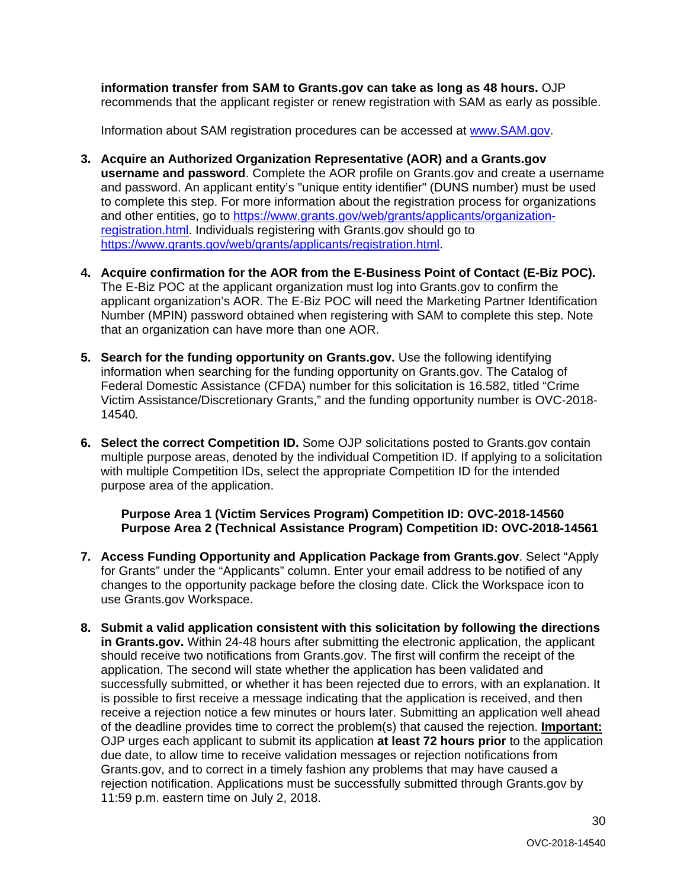**information transfer from SAM to Grants.gov can take as long as 48 hours.** OJP recommends that the applicant register or renew registration with SAM as early as possible.

Information about SAM registration procedures can be accessed at [www.SAM.gov](www.SAM.gov).

3. **Acquire an Authorized Organization Representative (AOR) and a Grants.gov username and password**. Complete the AOR profile on Grants.gov and create a username and password. An applicant entity's "unique entity identifier" (DUNS number) must be used to complete this step. For more information about the registration process for organizations and other entities, go to [https://www.grants.gov/web/grants/applicants/organization-registration.html](https://www.grants.gov/web/grants/applicants/organization-registration.html). Individuals registering with Grants.gov should go to [https://www.grants.gov/web/grants/applicants/registration.html](https://www.grants.gov/web/grants/applicants/registration.html).

4. **Acquire confirmation for the AOR from the E-Business Point of Contact (E-Biz POC).** The E-Biz POC at the applicant organization must log into Grants.gov to confirm the applicant organization's AOR. The E-Biz POC will need the Marketing Partner Identification Number (MPIN) password obtained when registering with SAM to complete this step. Note that an organization can have more than one AOR.

5. **Search for the funding opportunity on Grants.gov.** Use the following identifying information when searching for the funding opportunity on Grants.gov. The Catalog of Federal Domestic Assistance (CFDA) number for this solicitation is 16.582, titled "Crime Victim Assistance/Discretionary Grants," and the funding opportunity number is OVC-2018-14540*.*

6. **Select the correct Competition ID.** Some OJP solicitations posted to Grants.gov contain multiple purpose areas, denoted by the individual Competition ID. If applying to a solicitation with multiple Competition IDs, select the appropriate Competition ID for the intended purpose area of the application.

   **Purpose Area 1 (Victim Services Program) Competition ID: OVC-2018-14560**
   **Purpose Area 2 (Technical Assistance Program) Competition ID: OVC-2018-14561**

7. **Access Funding Opportunity and Application Package from Grants.gov**. Select "Apply for Grants" under the "Applicants" column. Enter your email address to be notified of any changes to the opportunity package before the closing date. Click the Workspace icon to use Grants.gov Workspace.

8. **Submit a valid application consistent with this solicitation by following the directions in Grants.gov.** Within 24-48 hours after submitting the electronic application, the applicant should receive two notifications from Grants.gov. The first will confirm the receipt of the application. The second will state whether the application has been validated and successfully submitted, or whether it has been rejected due to errors, with an explanation. It is possible to first receive a message indicating that the application is received, and then receive a rejection notice a few minutes or hours later. Submitting an application well ahead of the deadline provides time to correct the problem(s) that caused the rejection. **Important:** OJP urges each applicant to submit its application **at least 72 hours prior** to the application due date, to allow time to receive validation messages or rejection notifications from Grants.gov, and to correct in a timely fashion any problems that may have caused a rejection notification. Applications must be successfully submitted through Grants.gov by 11:59 p.m. eastern time on July 2, 2018.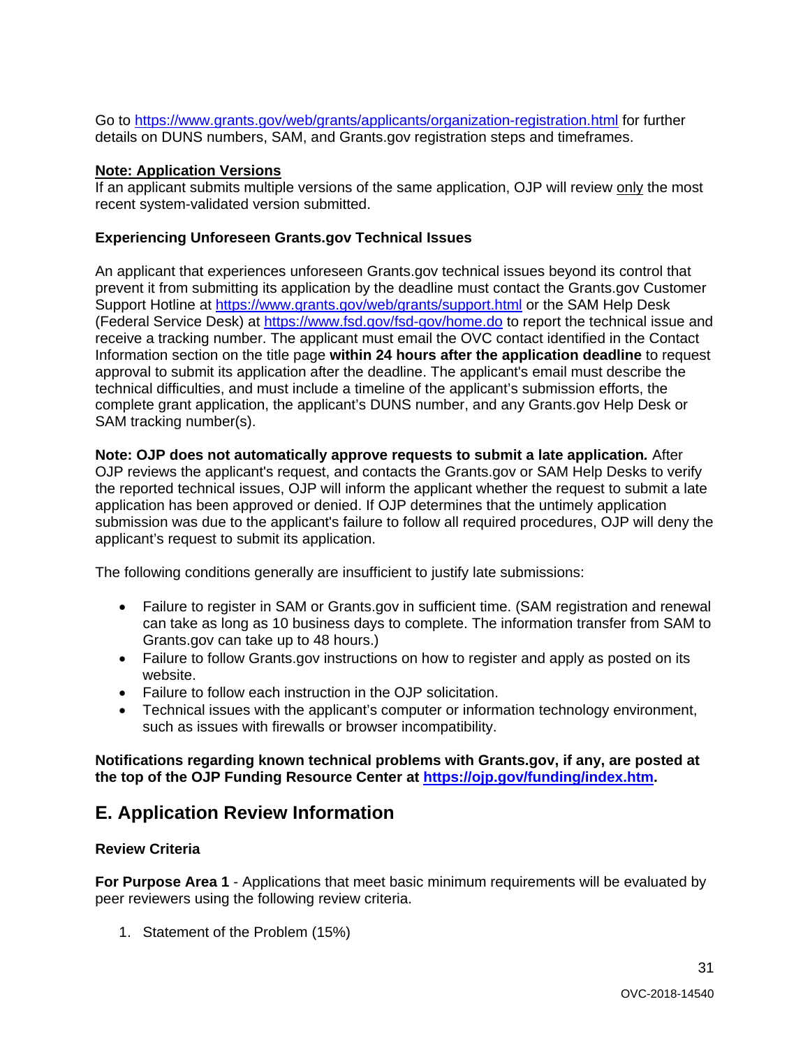Go to [https://www.grants.gov/web/grants/applicants/organization-registration.html](https://www.grants.gov/web/grants/applicants/organization-registration.html) for further details on DUNS numbers, SAM, and Grants.gov registration steps and timeframes.

**Note: Application Versions**

If an applicant submits multiple versions of the same application, OJP will review only the most recent system-validated version submitted.

**Experiencing Unforeseen Grants.gov Technical Issues**

An applicant that experiences unforeseen Grants.gov technical issues beyond its control that prevent it from submitting its application by the deadline must contact the Grants.gov Customer Support Hotline at [https://www.grants.gov/web/grants/support.html](https://www.grants.gov/web/grants/support.html) or the SAM Help Desk (Federal Service Desk) at [https://www.fsd.gov/fsd-gov/home.do](https://www.fsd.gov/fsd-gov/home.do) to report the technical issue and receive a tracking number. The applicant must email the OVC contact identified in the Contact Information section on the title page **within 24 hours after the application deadline** to request approval to submit its application after the deadline. The applicant's email must describe the technical difficulties, and must include a timeline of the applicant's submission efforts, the complete grant application, the applicant's DUNS number, and any Grants.gov Help Desk or SAM tracking number(s).

**Note: OJP does not automatically approve requests to submit a late application.** After OJP reviews the applicant's request, and contacts the Grants.gov or SAM Help Desks to verify the reported technical issues, OJP will inform the applicant whether the request to submit a late application has been approved or denied. If OJP determines that the untimely application submission was due to the applicant's failure to follow all required procedures, OJP will deny the applicant's request to submit its application.

The following conditions generally are insufficient to justify late submissions:

- Failure to register in SAM or Grants.gov in sufficient time. (SAM registration and renewal can take as long as 10 business days to complete. The information transfer from SAM to Grants.gov can take up to 48 hours.)
- Failure to follow Grants.gov instructions on how to register and apply as posted on its website.
- Failure to follow each instruction in the OJP solicitation.
- Technical issues with the applicant's computer or information technology environment, such as issues with firewalls or browser incompatibility.

**Notifications regarding known technical problems with Grants.gov, if any, are posted at the top of the OJP Funding Resource Center at [https://ojp.gov/funding/index.htm](https://ojp.gov/funding/index.htm).**

## E. Application Review Information

**Review Criteria**

**For Purpose Area 1** - Applications that meet basic minimum requirements will be evaluated by peer reviewers using the following review criteria.

1. Statement of the Problem (15%)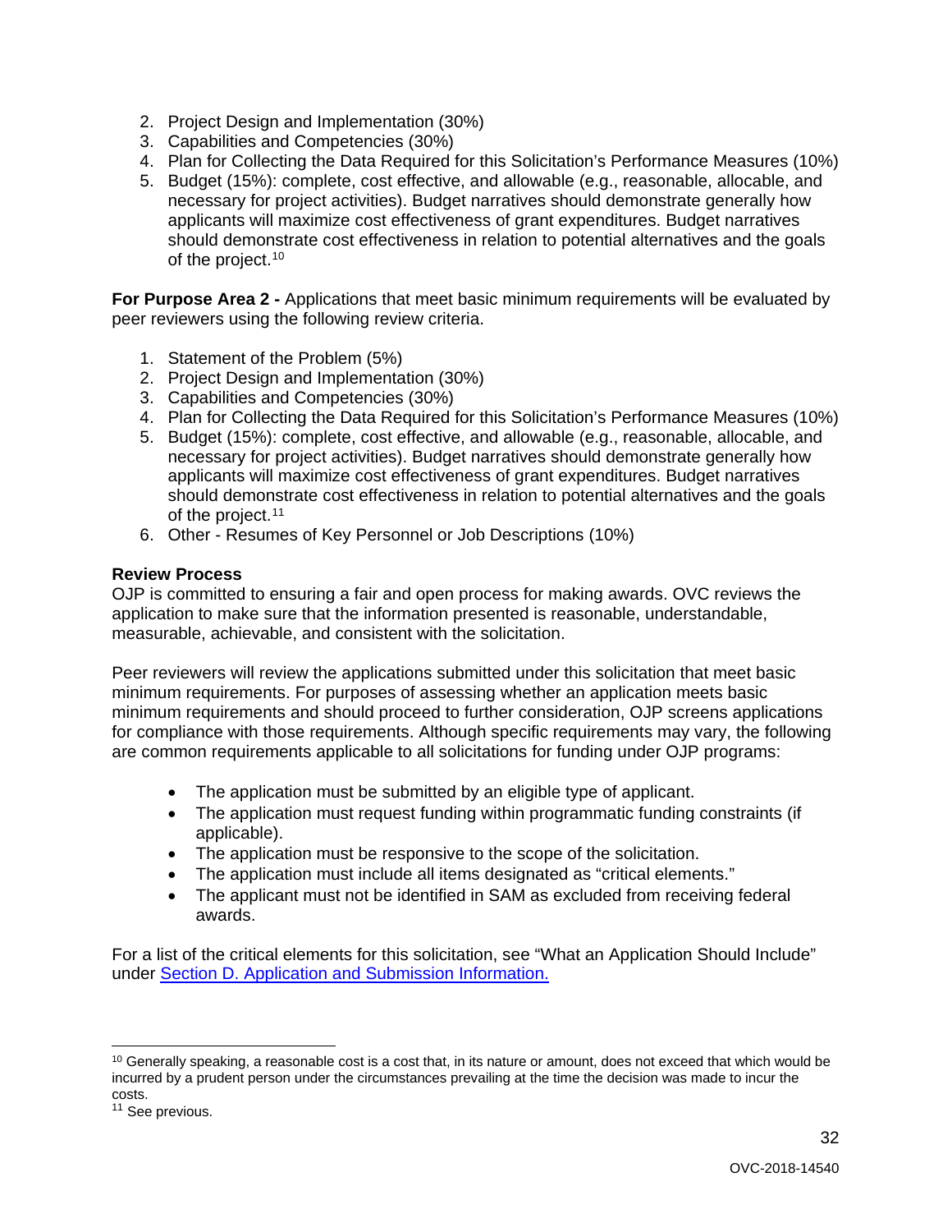2. Project Design and Implementation (30%)
3. Capabilities and Competencies (30%)
4. Plan for Collecting the Data Required for this Solicitation's Performance Measures (10%)
5. Budget (15%): complete, cost effective, and allowable (e.g., reasonable, allocable, and necessary for project activities). Budget narratives should demonstrate generally how applicants will maximize cost effectiveness of grant expenditures. Budget narratives should demonstrate cost effectiveness in relation to potential alternatives and the goals of the project.[10]

**For Purpose Area 2 -** Applications that meet basic minimum requirements will be evaluated by peer reviewers using the following review criteria.

1. Statement of the Problem (5%)
2. Project Design and Implementation (30%)
3. Capabilities and Competencies (30%)
4. Plan for Collecting the Data Required for this Solicitation's Performance Measures (10%)
5. Budget (15%): complete, cost effective, and allowable (e.g., reasonable, allocable, and necessary for project activities). Budget narratives should demonstrate generally how applicants will maximize cost effectiveness of grant expenditures. Budget narratives should demonstrate cost effectiveness in relation to potential alternatives and the goals of the project.[11]
6. Other - Resumes of Key Personnel or Job Descriptions (10%)

**Review Process**

OJP is committed to ensuring a fair and open process for making awards. OVC reviews the application to make sure that the information presented is reasonable, understandable, measurable, achievable, and consistent with the solicitation.

Peer reviewers will review the applications submitted under this solicitation that meet basic minimum requirements. For purposes of assessing whether an application meets basic minimum requirements and should proceed to further consideration, OJP screens applications for compliance with those requirements. Although specific requirements may vary, the following are common requirements applicable to all solicitations for funding under OJP programs:

- The application must be submitted by an eligible type of applicant.
- The application must request funding within programmatic funding constraints (if applicable).
- The application must be responsive to the scope of the solicitation.
- The application must include all items designated as "critical elements."
- The applicant must not be identified in SAM as excluded from receiving federal awards.

For a list of the critical elements for this solicitation, see "What an Application Should Include" under Section D. Application and Submission Information.

---

[10] Generally speaking, a reasonable cost is a cost that, in its nature or amount, does not exceed that which would be incurred by a prudent person under the circumstances prevailing at the time the decision was made to incur the costs.

[11] See previous.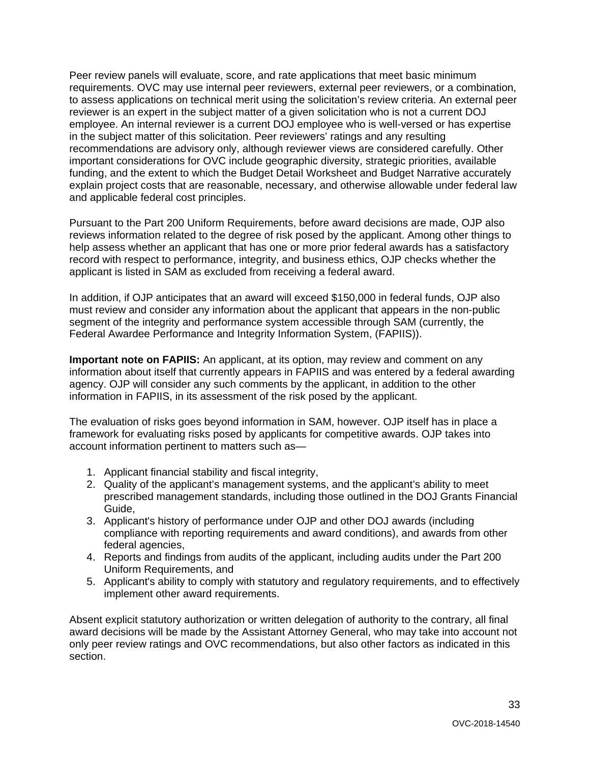Peer review panels will evaluate, score, and rate applications that meet basic minimum requirements. OVC may use internal peer reviewers, external peer reviewers, or a combination, to assess applications on technical merit using the solicitation's review criteria. An external peer reviewer is an expert in the subject matter of a given solicitation who is not a current DOJ employee. An internal reviewer is a current DOJ employee who is well-versed or has expertise in the subject matter of this solicitation. Peer reviewers' ratings and any resulting recommendations are advisory only, although reviewer views are considered carefully. Other important considerations for OVC include geographic diversity, strategic priorities, available funding, and the extent to which the Budget Detail Worksheet and Budget Narrative accurately explain project costs that are reasonable, necessary, and otherwise allowable under federal law and applicable federal cost principles.

Pursuant to the Part 200 Uniform Requirements, before award decisions are made, OJP also reviews information related to the degree of risk posed by the applicant. Among other things to help assess whether an applicant that has one or more prior federal awards has a satisfactory record with respect to performance, integrity, and business ethics, OJP checks whether the applicant is listed in SAM as excluded from receiving a federal award.

In addition, if OJP anticipates that an award will exceed $150,000 in federal funds, OJP also must review and consider any information about the applicant that appears in the non-public segment of the integrity and performance system accessible through SAM (currently, the Federal Awardee Performance and Integrity Information System, (FAPIIS)).

**Important note on FAPIIS:** An applicant, at its option, may review and comment on any information about itself that currently appears in FAPIIS and was entered by a federal awarding agency. OJP will consider any such comments by the applicant, in addition to the other information in FAPIIS, in its assessment of the risk posed by the applicant.

The evaluation of risks goes beyond information in SAM, however. OJP itself has in place a framework for evaluating risks posed by applicants for competitive awards. OJP takes into account information pertinent to matters such as—

1. Applicant financial stability and fiscal integrity,
2. Quality of the applicant's management systems, and the applicant's ability to meet prescribed management standards, including those outlined in the DOJ Grants Financial Guide,
3. Applicant's history of performance under OJP and other DOJ awards (including compliance with reporting requirements and award conditions), and awards from other federal agencies,
4. Reports and findings from audits of the applicant, including audits under the Part 200 Uniform Requirements, and
5. Applicant's ability to comply with statutory and regulatory requirements, and to effectively implement other award requirements.

Absent explicit statutory authorization or written delegation of authority to the contrary, all final award decisions will be made by the Assistant Attorney General, who may take into account not only peer review ratings and OVC recommendations, but also other factors as indicated in this section.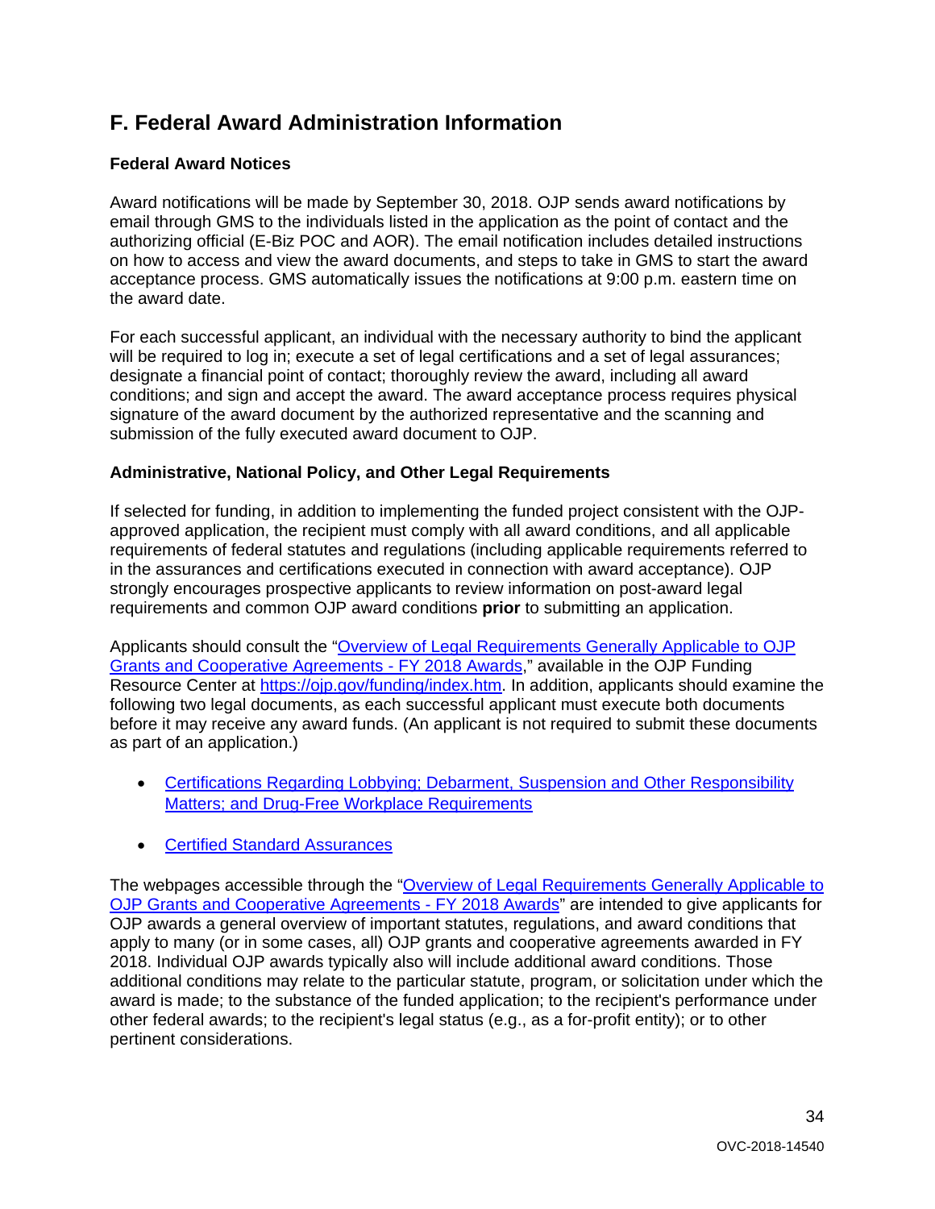## F. Federal Award Administration Information

### Federal Award Notices

Award notifications will be made by September 30, 2018. OJP sends award notifications by email through GMS to the individuals listed in the application as the point of contact and the authorizing official (E-Biz POC and AOR). The email notification includes detailed instructions on how to access and view the award documents, and steps to take in GMS to start the award acceptance process. GMS automatically issues the notifications at 9:00 p.m. eastern time on the award date.

For each successful applicant, an individual with the necessary authority to bind the applicant will be required to log in; execute a set of legal certifications and a set of legal assurances; designate a financial point of contact; thoroughly review the award, including all award conditions; and sign and accept the award. The award acceptance process requires physical signature of the award document by the authorized representative and the scanning and submission of the fully executed award document to OJP.

### Administrative, National Policy, and Other Legal Requirements

If selected for funding, in addition to implementing the funded project consistent with the OJP-approved application, the recipient must comply with all award conditions, and all applicable requirements of federal statutes and regulations (including applicable requirements referred to in the assurances and certifications executed in connection with award acceptance). OJP strongly encourages prospective applicants to review information on post-award legal requirements and common OJP award conditions **prior** to submitting an application.

Applicants should consult the "Overview of Legal Requirements Generally Applicable to OJP Grants and Cooperative Agreements - FY 2018 Awards," available in the OJP Funding Resource Center at https://ojp.gov/funding/index.htm. In addition, applicants should examine the following two legal documents, as each successful applicant must execute both documents before it may receive any award funds. (An applicant is not required to submit these documents as part of an application.)

- Certifications Regarding Lobbying; Debarment, Suspension and Other Responsibility Matters; and Drug-Free Workplace Requirements
- Certified Standard Assurances

The webpages accessible through the "Overview of Legal Requirements Generally Applicable to OJP Grants and Cooperative Agreements - FY 2018 Awards" are intended to give applicants for OJP awards a general overview of important statutes, regulations, and award conditions that apply to many (or in some cases, all) OJP grants and cooperative agreements awarded in FY 2018. Individual OJP awards typically also will include additional award conditions. Those additional conditions may relate to the particular statute, program, or solicitation under which the award is made; to the substance of the funded application; to the recipient's performance under other federal awards; to the recipient's legal status (e.g., as a for-profit entity); or to other pertinent considerations.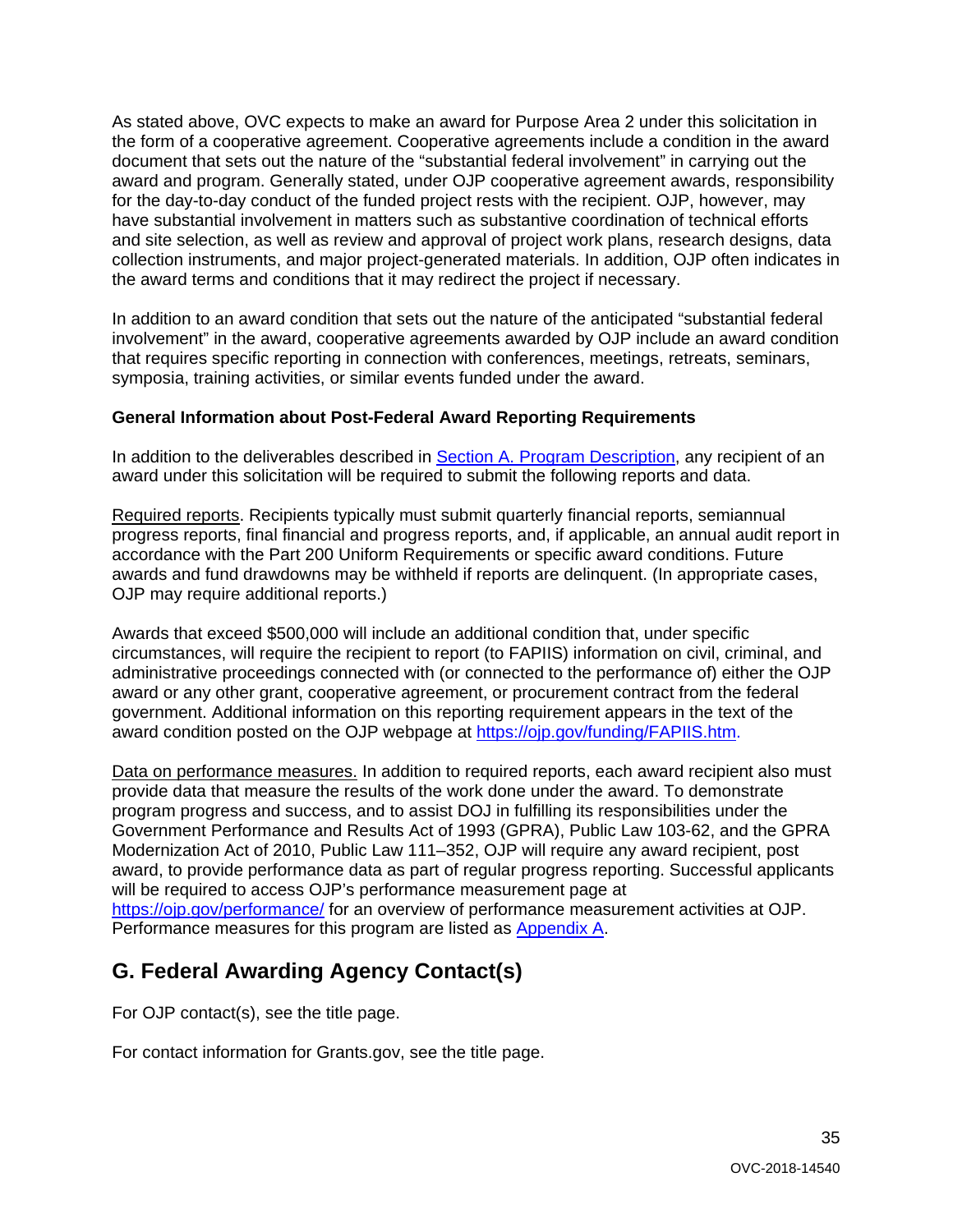As stated above, OVC expects to make an award for Purpose Area 2 under this solicitation in the form of a cooperative agreement. Cooperative agreements include a condition in the award document that sets out the nature of the "substantial federal involvement" in carrying out the award and program. Generally stated, under OJP cooperative agreement awards, responsibility for the day-to-day conduct of the funded project rests with the recipient. OJP, however, may have substantial involvement in matters such as substantive coordination of technical efforts and site selection, as well as review and approval of project work plans, research designs, data collection instruments, and major project-generated materials. In addition, OJP often indicates in the award terms and conditions that it may redirect the project if necessary.

In addition to an award condition that sets out the nature of the anticipated "substantial federal involvement" in the award, cooperative agreements awarded by OJP include an award condition that requires specific reporting in connection with conferences, meetings, retreats, seminars, symposia, training activities, or similar events funded under the award.

**General Information about Post-Federal Award Reporting Requirements**

In addition to the deliverables described in [Section A. Program Description](#), any recipient of an award under this solicitation will be required to submit the following reports and data.

Required reports. Recipients typically must submit quarterly financial reports, semiannual progress reports, final financial and progress reports, and, if applicable, an annual audit report in accordance with the Part 200 Uniform Requirements or specific award conditions. Future awards and fund drawdowns may be withheld if reports are delinquent. (In appropriate cases, OJP may require additional reports.)

Awards that exceed $500,000 will include an additional condition that, under specific circumstances, will require the recipient to report (to FAPIIS) information on civil, criminal, and administrative proceedings connected with (or connected to the performance of) either the OJP award or any other grant, cooperative agreement, or procurement contract from the federal government. Additional information on this reporting requirement appears in the text of the award condition posted on the OJP webpage at [https://ojp.gov/funding/FAPIIS.htm](https://ojp.gov/funding/FAPIIS.htm).

Data on performance measures. In addition to required reports, each award recipient also must provide data that measure the results of the work done under the award. To demonstrate program progress and success, and to assist DOJ in fulfilling its responsibilities under the Government Performance and Results Act of 1993 (GPRA), Public Law 103-62, and the GPRA Modernization Act of 2010, Public Law 111–352, OJP will require any award recipient, post award, to provide performance data as part of regular progress reporting. Successful applicants will be required to access OJP's performance measurement page at [https://ojp.gov/performance/](https://ojp.gov/performance/) for an overview of performance measurement activities at OJP. Performance measures for this program are listed as [Appendix A](#).

## G. Federal Awarding Agency Contact(s)

For OJP contact(s), see the title page.

For contact information for Grants.gov, see the title page.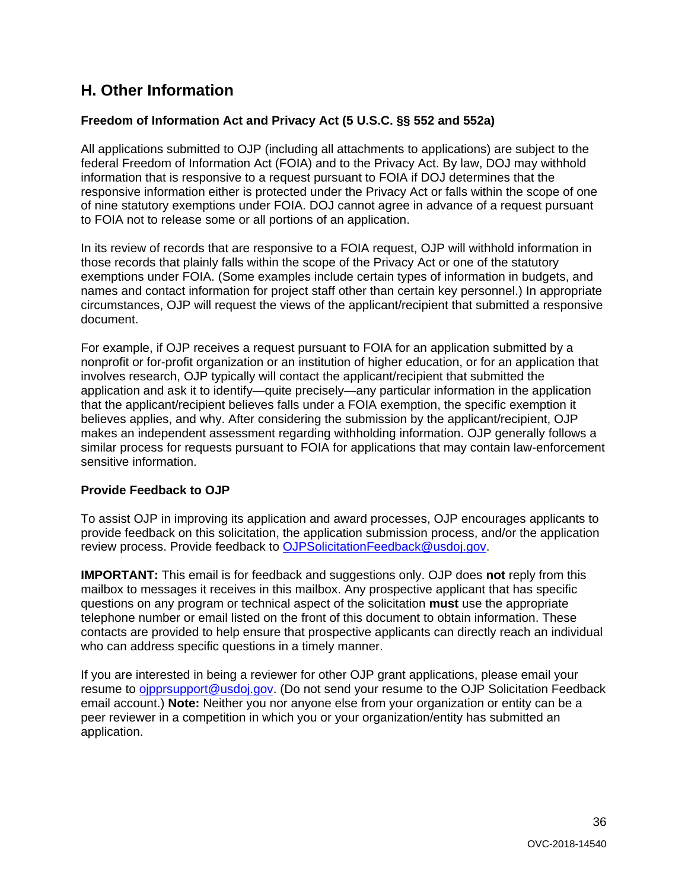## H. Other Information

### Freedom of Information Act and Privacy Act (5 U.S.C. §§ 552 and 552a)

All applications submitted to OJP (including all attachments to applications) are subject to the federal Freedom of Information Act (FOIA) and to the Privacy Act. By law, DOJ may withhold information that is responsive to a request pursuant to FOIA if DOJ determines that the responsive information either is protected under the Privacy Act or falls within the scope of one of nine statutory exemptions under FOIA. DOJ cannot agree in advance of a request pursuant to FOIA not to release some or all portions of an application.

In its review of records that are responsive to a FOIA request, OJP will withhold information in those records that plainly falls within the scope of the Privacy Act or one of the statutory exemptions under FOIA. (Some examples include certain types of information in budgets, and names and contact information for project staff other than certain key personnel.) In appropriate circumstances, OJP will request the views of the applicant/recipient that submitted a responsive document.

For example, if OJP receives a request pursuant to FOIA for an application submitted by a nonprofit or for-profit organization or an institution of higher education, or for an application that involves research, OJP typically will contact the applicant/recipient that submitted the application and ask it to identify—quite precisely—any particular information in the application that the applicant/recipient believes falls under a FOIA exemption, the specific exemption it believes applies, and why. After considering the submission by the applicant/recipient, OJP makes an independent assessment regarding withholding information. OJP generally follows a similar process for requests pursuant to FOIA for applications that may contain law-enforcement sensitive information.

### Provide Feedback to OJP

To assist OJP in improving its application and award processes, OJP encourages applicants to provide feedback on this solicitation, the application submission process, and/or the application review process. Provide feedback to OJPSolicitationFeedback@usdoj.gov.

**IMPORTANT:** This email is for feedback and suggestions only. OJP does **not** reply from this mailbox to messages it receives in this mailbox. Any prospective applicant that has specific questions on any program or technical aspect of the solicitation **must** use the appropriate telephone number or email listed on the front of this document to obtain information. These contacts are provided to help ensure that prospective applicants can directly reach an individual who can address specific questions in a timely manner.

If you are interested in being a reviewer for other OJP grant applications, please email your resume to ojpprsupport@usdoj.gov. (Do not send your resume to the OJP Solicitation Feedback email account.) **Note:** Neither you nor anyone else from your organization or entity can be a peer reviewer in a competition in which you or your organization/entity has submitted an application.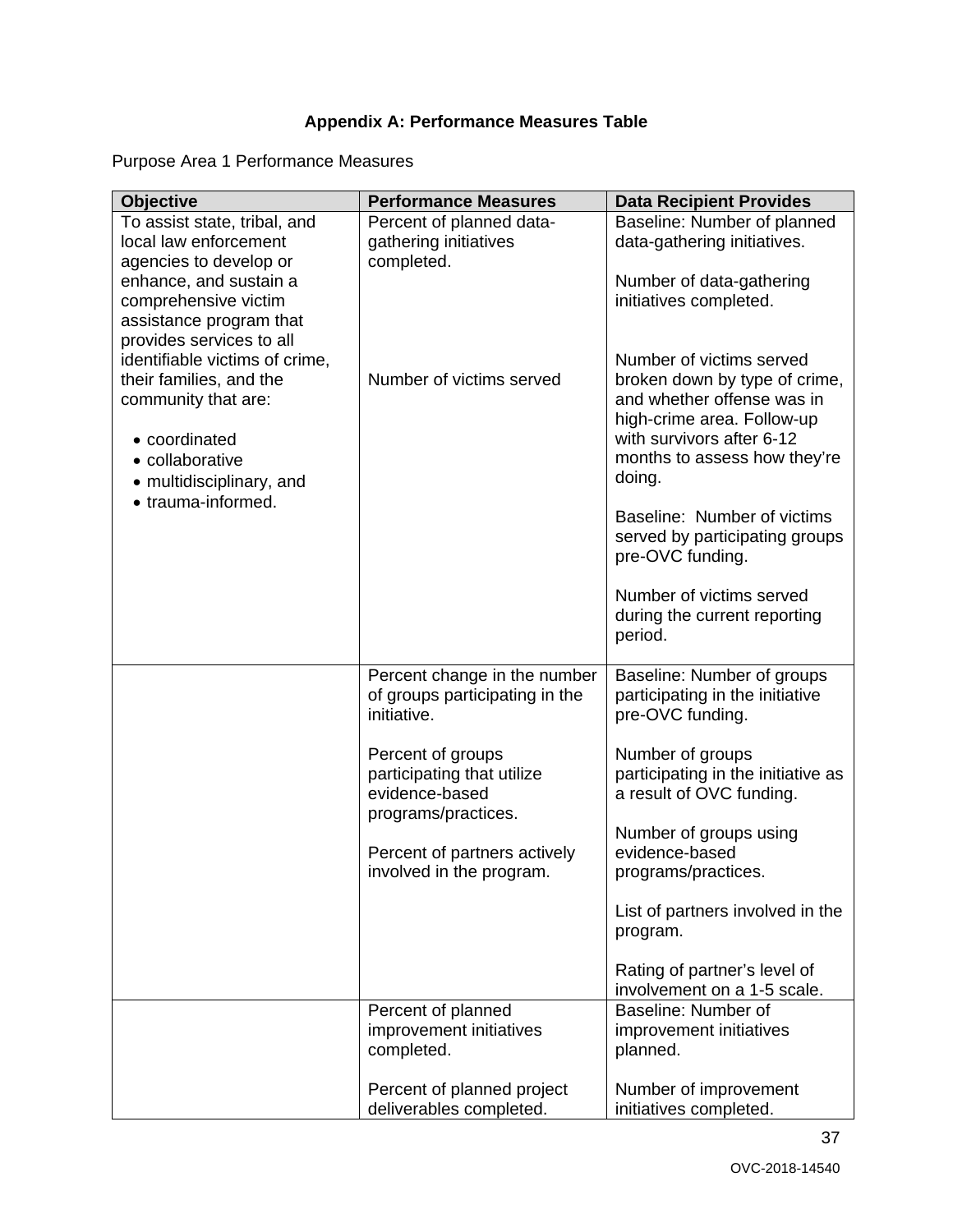# Appendix A: Performance Measures Table

Purpose Area 1 Performance Measures

| Objective | Performance Measures | Data Recipient Provides |
|---|---|---|
| To assist state, tribal, and local law enforcement agencies to develop or enhance, and sustain a comprehensive victim assistance program that provides services to all identifiable victims of crime, their families, and the community that are:<br>• coordinated<br>• collaborative<br>• multidisciplinary, and<br>• trauma-informed. | Percent of planned data-gathering initiatives completed.<br><br>Number of victims served | Baseline: Number of planned data-gathering initiatives.<br><br>Number of data-gathering initiatives completed.<br><br>Number of victims served broken down by type of crime, and whether offense was in high-crime area. Follow-up with survivors after 6-12 months to assess how they're doing.<br><br>Baseline: Number of victims served by participating groups pre-OVC funding.<br><br>Number of victims served during the current reporting period. |
| | Percent change in the number of groups participating in the initiative.<br><br>Percent of groups participating that utilize evidence-based programs/practices.<br><br>Percent of partners actively involved in the program. | Baseline: Number of groups participating in the initiative pre-OVC funding.<br><br>Number of groups participating in the initiative as a result of OVC funding.<br><br>Number of groups using evidence-based programs/practices.<br><br>List of partners involved in the program.<br><br>Rating of partner's level of involvement on a 1-5 scale. |
| | Percent of planned improvement initiatives completed.<br><br>Percent of planned project deliverables completed. | Baseline: Number of improvement initiatives planned.<br><br>Number of improvement initiatives completed. |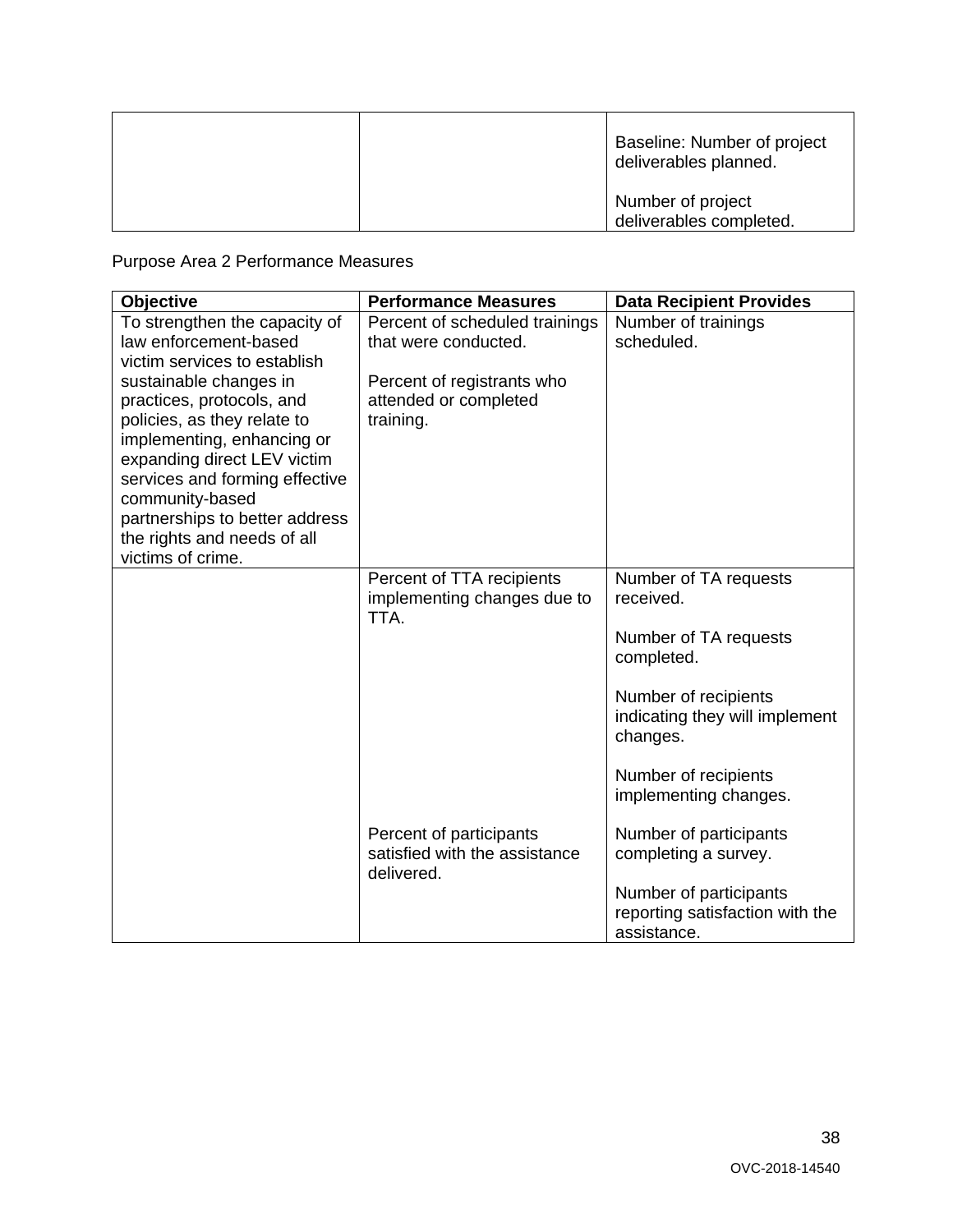| | | |
|---|---|---|
| | | Baseline: Number of project deliverables planned.<br><br>Number of project deliverables completed. |

Purpose Area 2 Performance Measures

| Objective | Performance Measures | Data Recipient Provides |
|---|---|---|
| To strengthen the capacity of law enforcement-based victim services to establish sustainable changes in practices, protocols, and policies, as they relate to implementing, enhancing or expanding direct LEV victim services and forming effective community-based partnerships to better address the rights and needs of all victims of crime. | Percent of scheduled trainings that were conducted.<br><br>Percent of registrants who attended or completed training. | Number of trainings scheduled. |
| | Percent of TTA recipients implementing changes due to TTA. | Number of TA requests received.<br><br>Number of TA requests completed.<br><br>Number of recipients indicating they will implement changes.<br><br>Number of recipients implementing changes. |
| | Percent of participants satisfied with the assistance delivered. | Number of participants completing a survey.<br><br>Number of participants reporting satisfaction with the assistance. |

OVC-2018-14540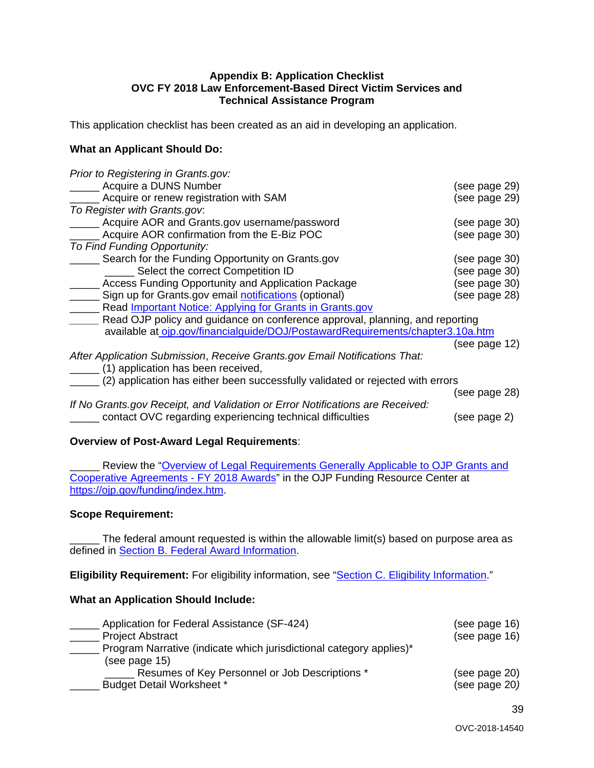**Appendix B: Application Checklist**
**OVC FY 2018 Law Enforcement-Based Direct Victim Services and Technical Assistance Program**

This application checklist has been created as an aid in developing an application.

**What an Applicant Should Do:**

*Prior to Registering in Grants.gov:*
_____ Acquire a DUNS Number (see page 29)
_____ Acquire or renew registration with SAM (see page 29)
*To Register with Grants.gov*:
_____ Acquire AOR and Grants.gov username/password (see page 30)
_____ Acquire AOR confirmation from the E-Biz POC (see page 30)
*To Find Funding Opportunity:*
_____ Search for the Funding Opportunity on Grants.gov (see page 30)
    _____ Select the correct Competition ID (see page 30)
_____ Access Funding Opportunity and Application Package (see page 30)
_____ Sign up for Grants.gov email notifications (optional) (see page 28)
_____ Read Important Notice: Applying for Grants in Grants.gov
_____ Read OJP policy and guidance on conference approval, planning, and reporting available at ojp.gov/financialguide/DOJ/PostawardRequirements/chapter3.10a.htm (see page 12)
*After Application Submission, Receive Grants.gov Email Notifications That:*
_____ (1) application has been received,
_____ (2) application has either been successfully validated or rejected with errors (see page 28)
*If No Grants.gov Receipt, and Validation or Error Notifications are Received:*
_____ contact OVC regarding experiencing technical difficulties (see page 2)

**Overview of Post-Award Legal Requirements**:

_____ Review the "Overview of Legal Requirements Generally Applicable to OJP Grants and Cooperative Agreements - FY 2018 Awards" in the OJP Funding Resource Center at https://ojp.gov/funding/index.htm.

**Scope Requirement:**

_____ The federal amount requested is within the allowable limit(s) based on purpose area as defined in Section B. Federal Award Information.

**Eligibility Requirement:** For eligibility information, see "Section C. Eligibility Information."

**What an Application Should Include:**

_____ Application for Federal Assistance (SF-424) (see page 16)
_____ Project Abstract (see page 16)
_____ Program Narrative (indicate which jurisdictional category applies)* (see page 15)
    _____ Resumes of Key Personnel or Job Descriptions * (see page 20)
_____ Budget Detail Worksheet * (see page 20)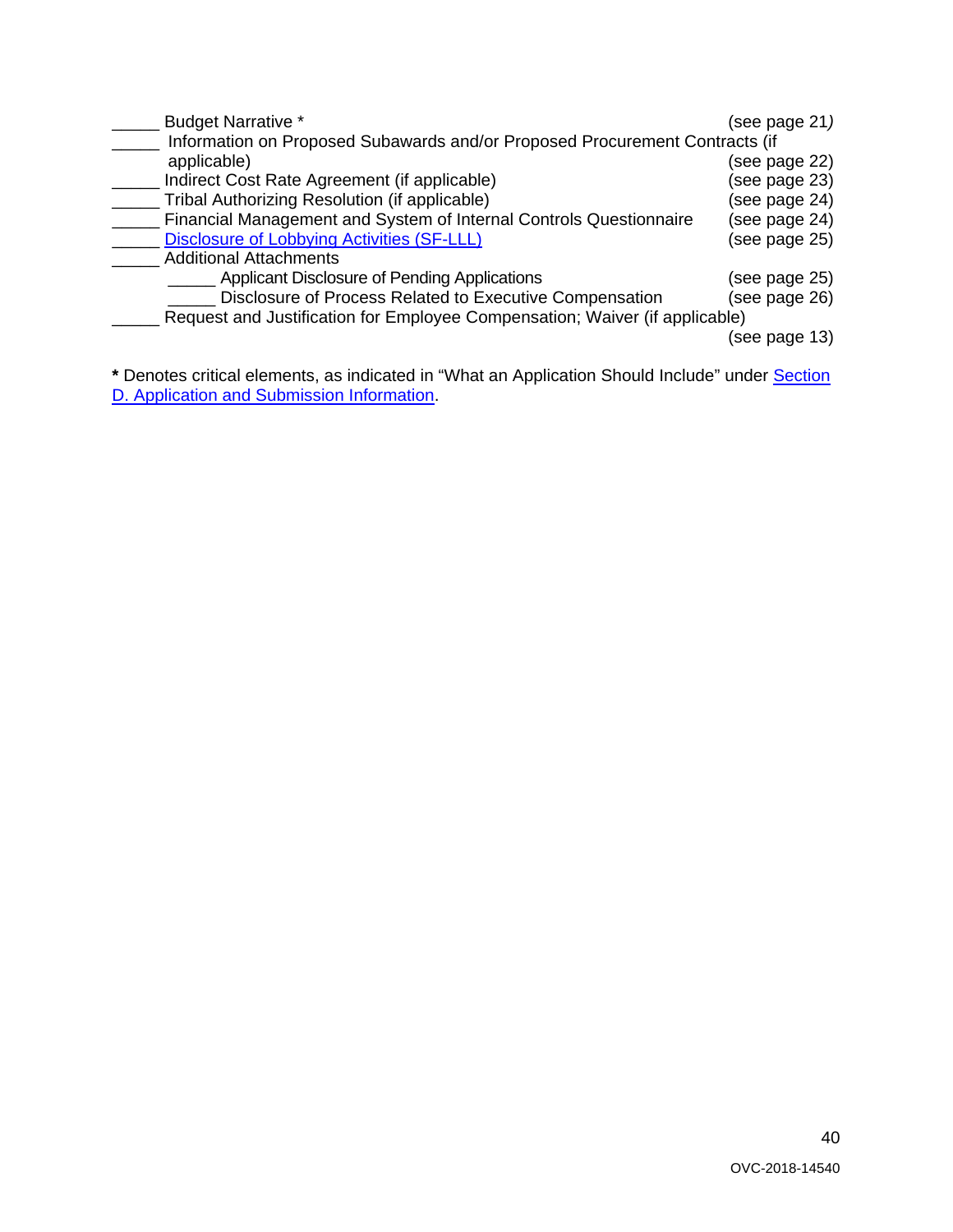_____ Budget Narrative * (see page 21)

_____ Information on Proposed Subawards and/or Proposed Procurement Contracts (if applicable) (see page 22)

_____ Indirect Cost Rate Agreement (if applicable) (see page 23)

_____ Tribal Authorizing Resolution (if applicable) (see page 24)

_____ Financial Management and System of Internal Controls Questionnaire (see page 24)

_____ Disclosure of Lobbying Activities (SF-LLL) (see page 25)

_____ Additional Attachments

- _____ Applicant Disclosure of Pending Applications (see page 25)
- _____ Disclosure of Process Related to Executive Compensation (see page 26)

_____ Request and Justification for Employee Compensation; Waiver (if applicable) (see page 13)

**\*** Denotes critical elements, as indicated in "What an Application Should Include" under Section D. Application and Submission Information.